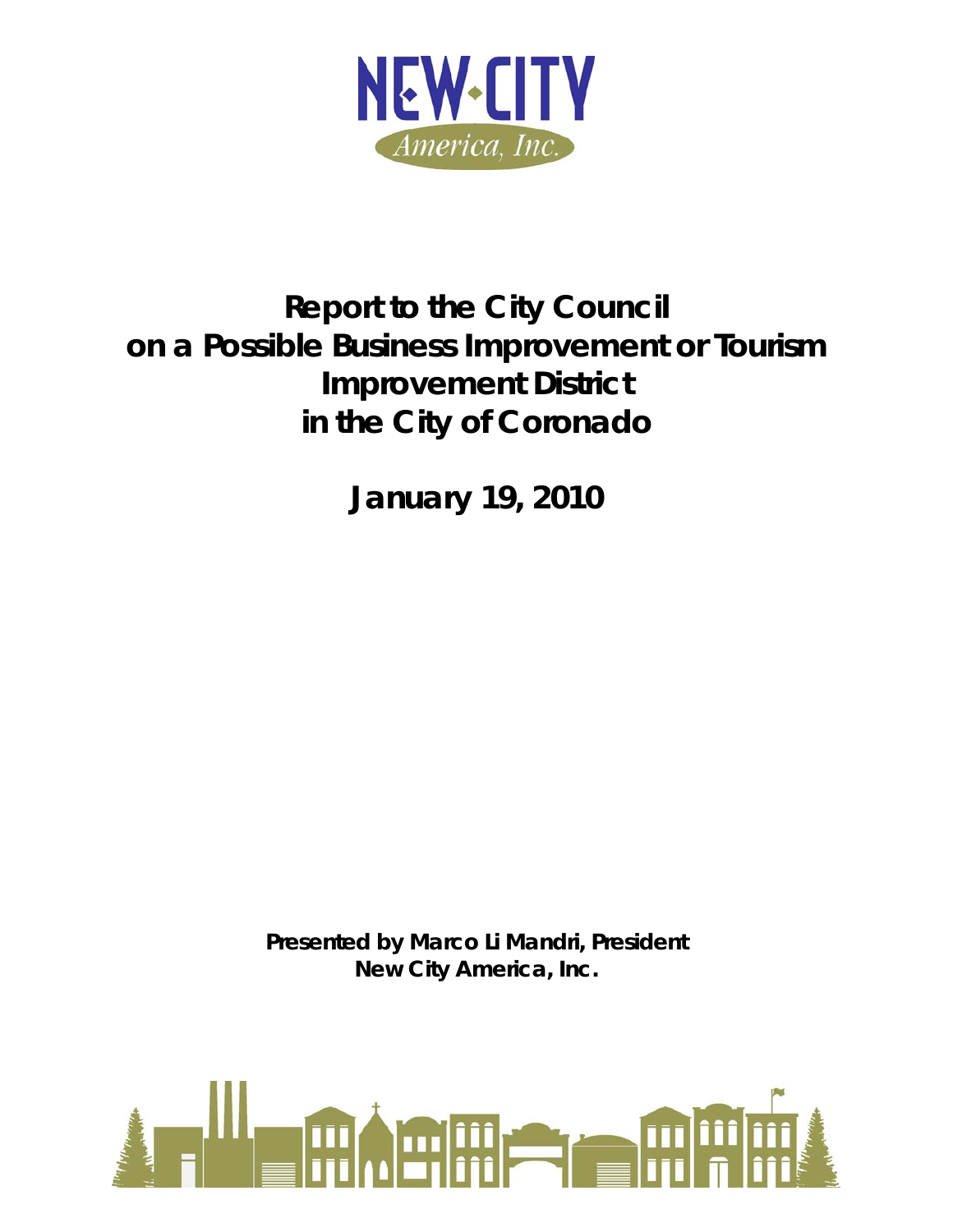NEW·CITY
America, Inc.

# Report to the City Council on a Possible Business Improvement or Tourism Improvement District in the City of Coronado

## January 19, 2010

**Presented by Marco Li Mandri, President**
**New City America, Inc.**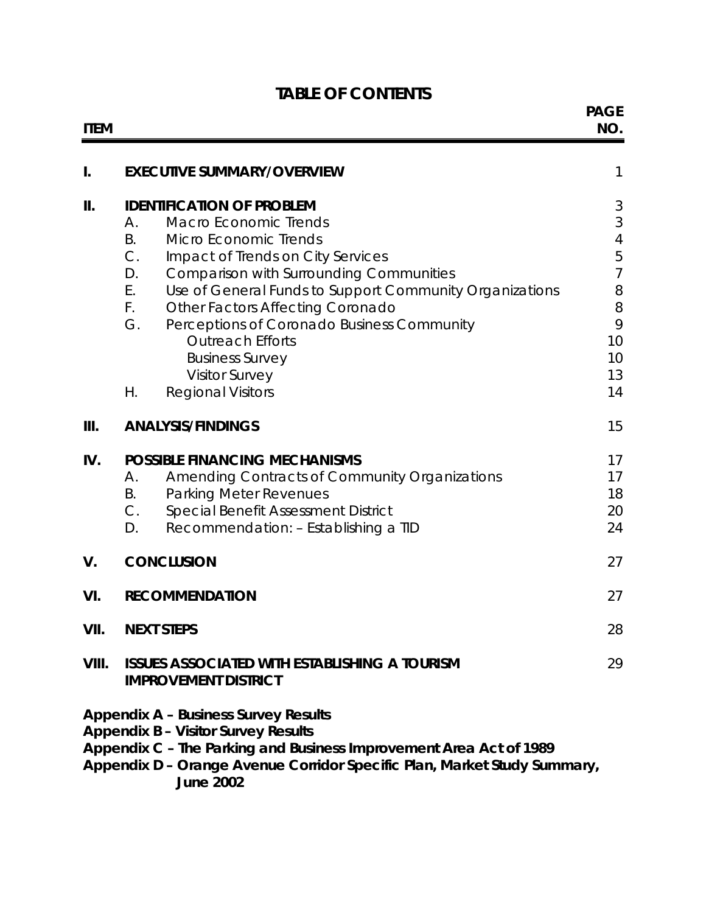# TABLE OF CONTENTS

| ITEM | | | PAGE NO. |
|---|---|---|---|
| I. | EXECUTIVE SUMMARY/OVERVIEW | | 1 |
| II. | IDENTIFICATION OF PROBLEM | | 3 |
| | A. | Macro Economic Trends | 3 |
| | B. | Micro Economic Trends | 4 |
| | C. | Impact of Trends on City Services | 5 |
| | D. | Comparison with Surrounding Communities | 7 |
| | E. | Use of General Funds to Support Community Organizations | 8 |
| | F. | Other Factors Affecting Coronado | 8 |
| | G. | Perceptions of Coronado Business Community | 9 |
| | | Outreach Efforts | 10 |
| | | Business Survey | 10 |
| | | Visitor Survey | 13 |
| | H. | Regional Visitors | 14 |
| III. | ANALYSIS/FINDINGS | | 15 |
| IV. | POSSIBLE FINANCING MECHANISMS | | 17 |
| | A. | Amending Contracts of Community Organizations | 17 |
| | B. | Parking Meter Revenues | 18 |
| | C. | Special Benefit Assessment District | 20 |
| | D. | Recommendation: – Establishing a TID | 24 |
| V. | CONCLUSION | | 27 |
| VI. | RECOMMENDATION | | 27 |
| VII. | NEXT STEPS | | 28 |
| VIII. | ISSUES ASSOCIATED WITH ESTABLISHING A TOURISM IMPROVEMENT DISTRICT | | 29 |

**Appendix A – Business Survey Results**
**Appendix B – Visitor Survey Results**
**Appendix C – The Parking and Business Improvement Area Act of 1989**
**Appendix D – Orange Avenue Corridor Specific Plan, Market Study Summary, June 2002**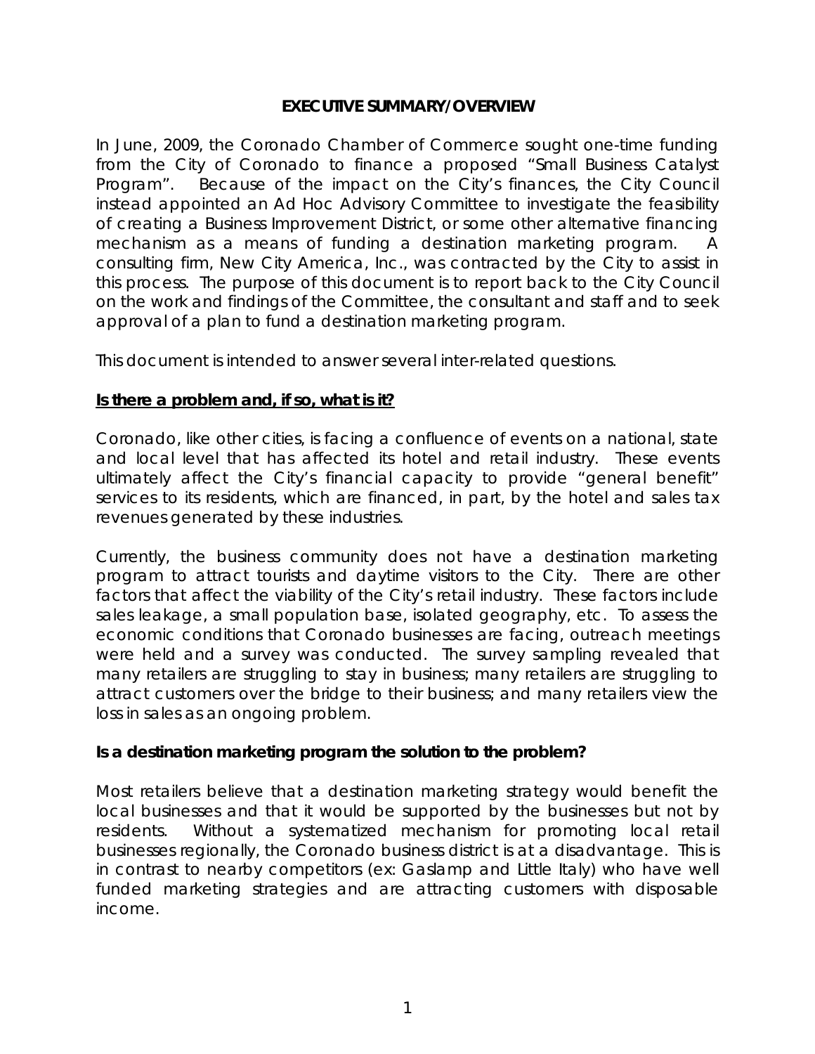# EXECUTIVE SUMMARY/OVERVIEW

In June, 2009, the Coronado Chamber of Commerce sought one-time funding from the City of Coronado to finance a proposed "Small Business Catalyst Program". Because of the impact on the City's finances, the City Council instead appointed an Ad Hoc Advisory Committee to investigate the feasibility of creating a Business Improvement District, or some other alternative financing mechanism as a means of funding a destination marketing program. A consulting firm, New City America, Inc., was contracted by the City to assist in this process. The purpose of this document is to report back to the City Council on the work and findings of the Committee, the consultant and staff and to seek approval of a plan to fund a destination marketing program.

This document is intended to answer several inter-related questions.

## Is there a problem and, if so, what is it?

Coronado, like other cities, is facing a confluence of events on a national, state and local level that has affected its hotel and retail industry. These events ultimately affect the City's financial capacity to provide "general benefit" services to its residents, which are financed, in part, by the hotel and sales tax revenues generated by these industries.

Currently, the business community does not have a destination marketing program to attract tourists and daytime visitors to the City. There are other factors that affect the viability of the City's retail industry. These factors include sales leakage, a small population base, isolated geography, etc. To assess the economic conditions that Coronado businesses are facing, outreach meetings were held and a survey was conducted. The survey sampling revealed that many retailers are struggling to stay in business; many retailers are struggling to attract customers over the bridge to their business; and many retailers view the loss in sales as an ongoing problem.

## Is a destination marketing program the solution to the problem?

Most retailers believe that a destination marketing strategy would benefit the local businesses and that it would be supported by the businesses but not by residents. Without a systematized mechanism for promoting local retail businesses regionally, the Coronado business district is at a disadvantage. This is in contrast to nearby competitors (ex: Gaslamp and Little Italy) who have well funded marketing strategies and are attracting customers with disposable income.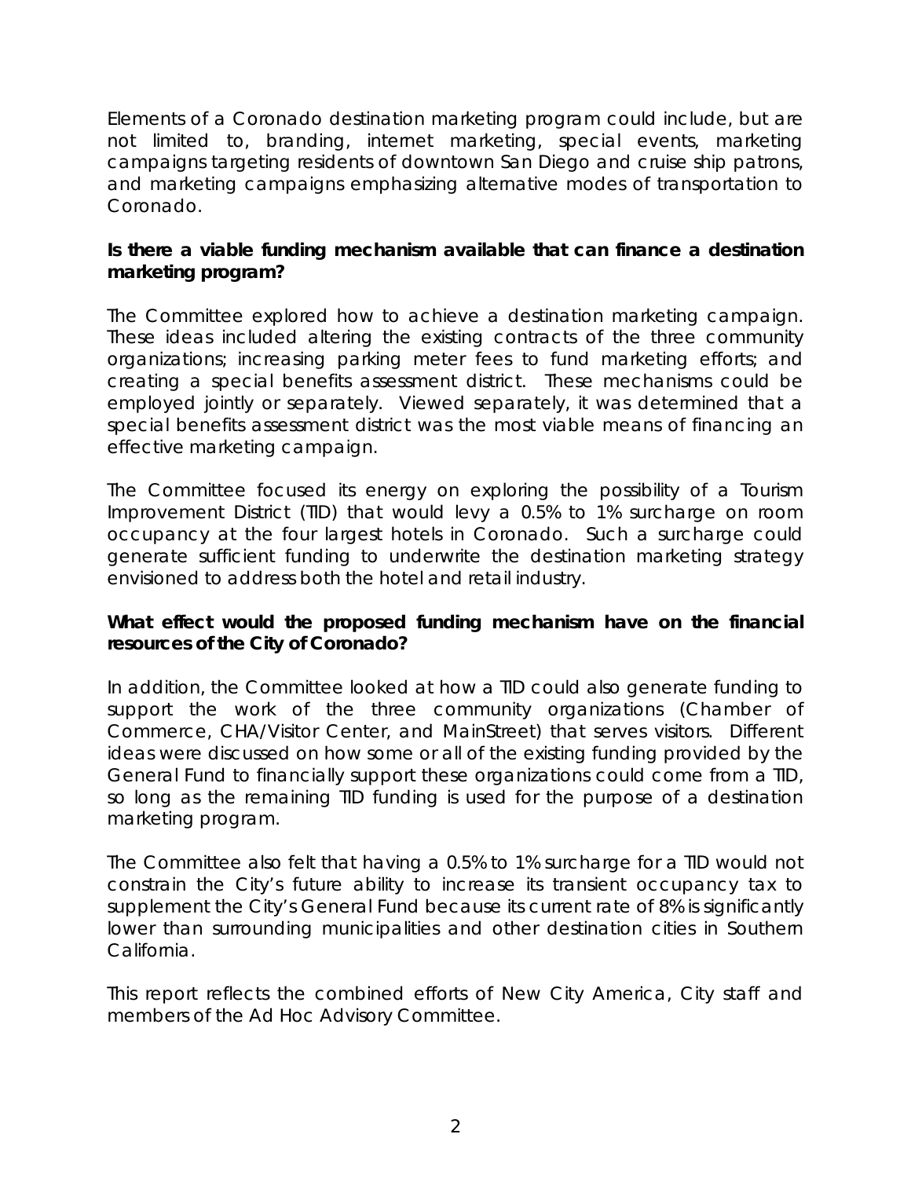Elements of a Coronado destination marketing program could include, but are not limited to, branding, internet marketing, special events, marketing campaigns targeting residents of downtown San Diego and cruise ship patrons, and marketing campaigns emphasizing alternative modes of transportation to Coronado.

**Is there a viable funding mechanism available that can finance a destination marketing program?**

The Committee explored how to achieve a destination marketing campaign. These ideas included altering the existing contracts of the three community organizations; increasing parking meter fees to fund marketing efforts; and creating a special benefits assessment district. These mechanisms could be employed jointly or separately. Viewed separately, it was determined that a special benefits assessment district was the most viable means of financing an effective marketing campaign.

The Committee focused its energy on exploring the possibility of a Tourism Improvement District (TID) that would levy a 0.5% to 1% surcharge on room occupancy at the four largest hotels in Coronado. Such a surcharge could generate sufficient funding to underwrite the destination marketing strategy envisioned to address both the hotel and retail industry.

**What effect would the proposed funding mechanism have on the financial resources of the City of Coronado?**

In addition, the Committee looked at how a TID could also generate funding to support the work of the three community organizations (Chamber of Commerce, CHA/Visitor Center, and MainStreet) that serves visitors. Different ideas were discussed on how some or all of the existing funding provided by the General Fund to financially support these organizations could come from a TID, so long as the remaining TID funding is used for the purpose of a destination marketing program.

The Committee also felt that having a 0.5% to 1% surcharge for a TID would not constrain the City's future ability to increase its transient occupancy tax to supplement the City's General Fund because its current rate of 8% is significantly lower than surrounding municipalities and other destination cities in Southern California.

This report reflects the combined efforts of New City America, City staff and members of the Ad Hoc Advisory Committee.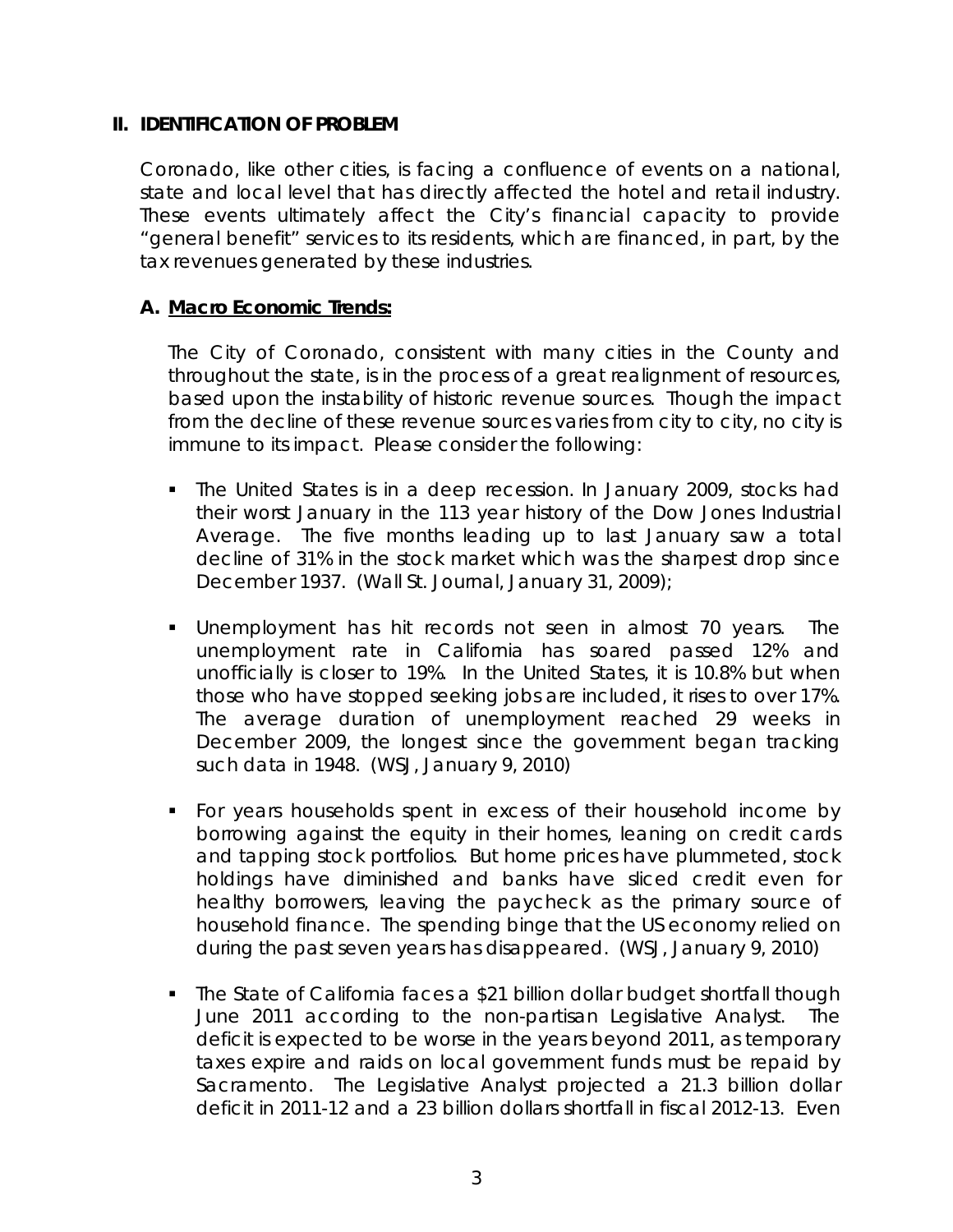## II. IDENTIFICATION OF PROBLEM

Coronado, like other cities, is facing a confluence of events on a national, state and local level that has directly affected the hotel and retail industry. These events ultimately affect the City's financial capacity to provide "general benefit" services to its residents, which are financed, in part, by the tax revenues generated by these industries.

### A. Macro Economic Trends:

The City of Coronado, consistent with many cities in the County and throughout the state, is in the process of a great realignment of resources, based upon the instability of historic revenue sources. Though the impact from the decline of these revenue sources varies from city to city, no city is immune to its impact. Please consider the following:

- The United States is in a deep recession. In January 2009, stocks had their worst January in the 113 year history of the Dow Jones Industrial Average. The five months leading up to last January saw a total decline of 31% in the stock market which was the sharpest drop since December 1937. (Wall St. Journal, January 31, 2009);

- Unemployment has hit records not seen in almost 70 years. The unemployment rate in California has soared passed 12% and unofficially is closer to 19%. In the United States, it is 10.8% but when those who have stopped seeking jobs are included, it rises to over 17%. The average duration of unemployment reached 29 weeks in December 2009, the longest since the government began tracking such data in 1948. (WSJ, January 9, 2010)

- For years households spent in excess of their household income by borrowing against the equity in their homes, leaning on credit cards and tapping stock portfolios. But home prices have plummeted, stock holdings have diminished and banks have sliced credit even for healthy borrowers, leaving the paycheck as the primary source of household finance. The spending binge that the US economy relied on during the past seven years has disappeared. (WSJ, January 9, 2010)

- The State of California faces a $21 billion dollar budget shortfall though June 2011 according to the non-partisan Legislative Analyst. The deficit is expected to be worse in the years beyond 2011, as temporary taxes expire and raids on local government funds must be repaid by Sacramento. The Legislative Analyst projected a 21.3 billion dollar deficit in 2011-12 and a 23 billion dollars shortfall in fiscal 2012-13. Even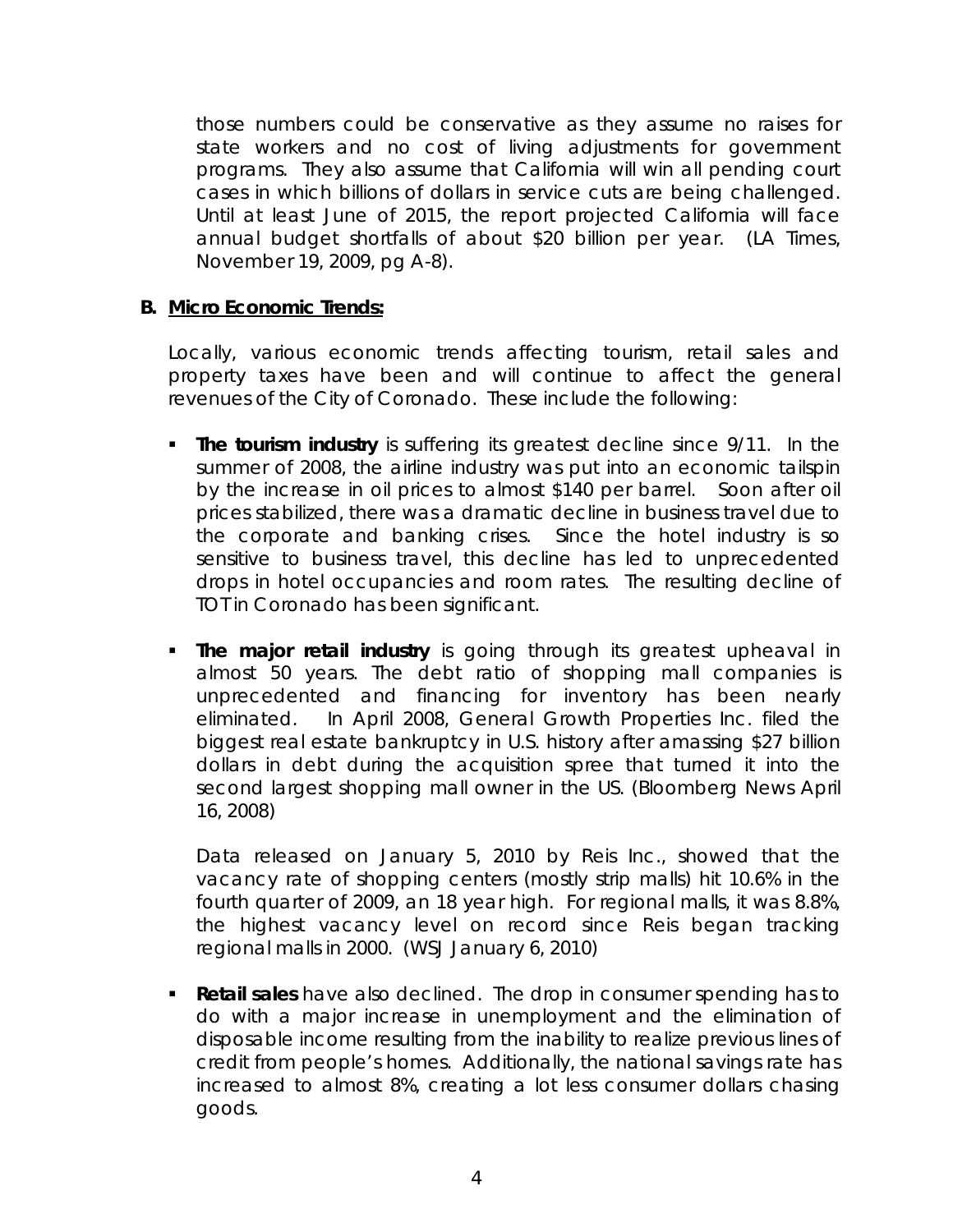those numbers could be conservative as they assume no raises for state workers and no cost of living adjustments for government programs. They also assume that California will win all pending court cases in which billions of dollars in service cuts are being challenged. Until at least June of 2015, the report projected California will face annual budget shortfalls of about $20 billion per year. (LA Times, November 19, 2009, pg A-8).

**B. Micro Economic Trends:**

Locally, various economic trends affecting tourism, retail sales and property taxes have been and will continue to affect the general revenues of the City of Coronado. These include the following:

- **The tourism industry** is suffering its greatest decline since 9/11. In the summer of 2008, the airline industry was put into an economic tailspin by the increase in oil prices to almost $140 per barrel. Soon after oil prices stabilized, there was a dramatic decline in business travel due to the corporate and banking crises. Since the hotel industry is so sensitive to business travel, this decline has led to unprecedented drops in hotel occupancies and room rates. The resulting decline of TOT in Coronado has been significant.

- **The major retail industry** is going through its greatest upheaval in almost 50 years. The debt ratio of shopping mall companies is unprecedented and financing for inventory has been nearly eliminated. In April 2008, General Growth Properties Inc. filed the biggest real estate bankruptcy in U.S. history after amassing $27 billion dollars in debt during the acquisition spree that turned it into the second largest shopping mall owner in the US. (Bloomberg News April 16, 2008)

  Data released on January 5, 2010 by Reis Inc., showed that the vacancy rate of shopping centers (mostly strip malls) hit 10.6% in the fourth quarter of 2009, an 18 year high. For regional malls, it was 8.8%, the highest vacancy level on record since Reis began tracking regional malls in 2000. (WSJ January 6, 2010)

- **Retail sales** have also declined. The drop in consumer spending has to do with a major increase in unemployment and the elimination of disposable income resulting from the inability to realize previous lines of credit from people's homes. Additionally, the national savings rate has increased to almost 8%, creating a lot less consumer dollars chasing goods.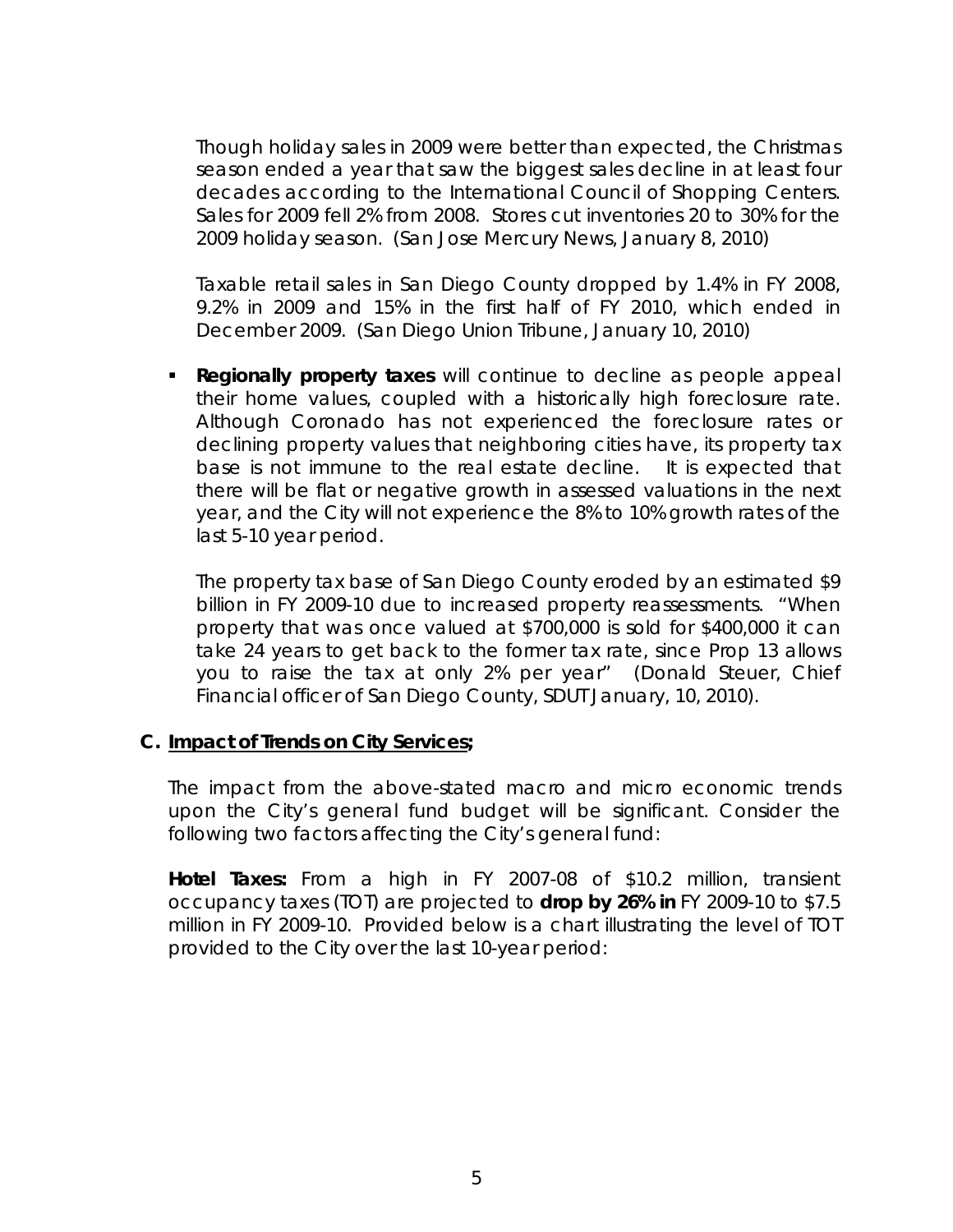Though holiday sales in 2009 were better than expected, the Christmas season ended a year that saw the biggest sales decline in at least four decades according to the International Council of Shopping Centers. Sales for 2009 fell 2% from 2008. Stores cut inventories 20 to 30% for the 2009 holiday season. (San Jose Mercury News, January 8, 2010)

Taxable retail sales in San Diego County dropped by 1.4% in FY 2008, 9.2% in 2009 and 15% in the first half of FY 2010, which ended in December 2009. (San Diego Union Tribune, January 10, 2010)

- **Regionally property taxes** will continue to decline as people appeal their home values, coupled with a historically high foreclosure rate. Although Coronado has not experienced the foreclosure rates or declining property values that neighboring cities have, its property tax base is not immune to the real estate decline. It is expected that there will be flat or negative growth in assessed valuations in the next year, and the City will not experience the 8% to 10% growth rates of the last 5-10 year period.

  The property tax base of San Diego County eroded by an estimated $9 billion in FY 2009-10 due to increased property reassessments. "When property that was once valued at $700,000 is sold for $400,000 it can take 24 years to get back to the former tax rate, since Prop 13 allows you to raise the tax at only 2% per year" (Donald Steuer, Chief Financial officer of San Diego County, SDUT January, 10, 2010).

### C. Impact of Trends on City Services;

The impact from the above-stated macro and micro economic trends upon the City's general fund budget will be significant. Consider the following two factors affecting the City's general fund:

**Hotel Taxes:** From a high in FY 2007-08 of $10.2 million, transient occupancy taxes (TOT) are projected to **drop by 26% in** FY 2009-10 to $7.5 million in FY 2009-10. Provided below is a chart illustrating the level of TOT provided to the City over the last 10-year period: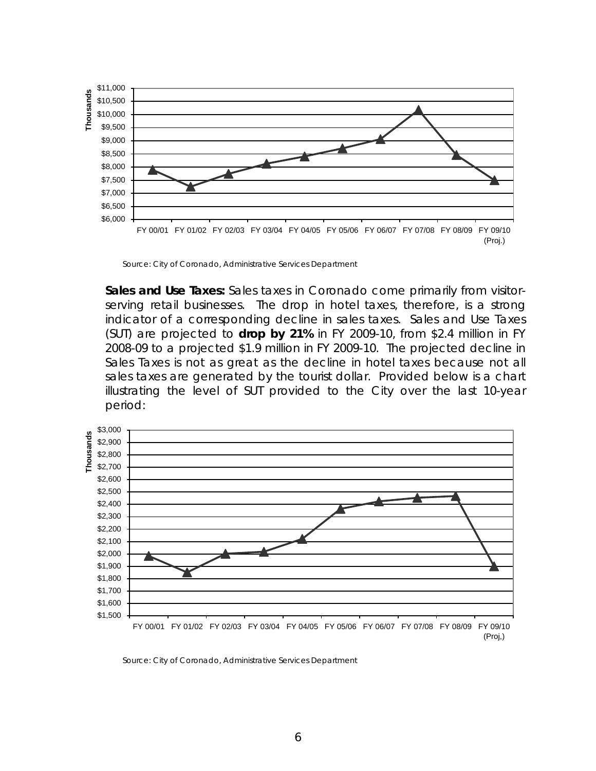Source: City of Coronado, Administrative Services Department

**Sales and Use Taxes:** Sales taxes in Coronado come primarily from visitor-serving retail businesses. The drop in hotel taxes, therefore, is a strong indicator of a corresponding decline in sales taxes. Sales and Use Taxes (SUT) are projected to **drop by 21%** in FY 2009-10, from \$2.4 million in FY 2008-09 to a projected \$1.9 million in FY 2009-10. The projected decline in Sales Taxes is not as great as the decline in hotel taxes because not all sales taxes are generated by the tourist dollar. Provided below is a chart illustrating the level of SUT provided to the City over the last 10-year period:

Source: City of Coronado, Administrative Services Department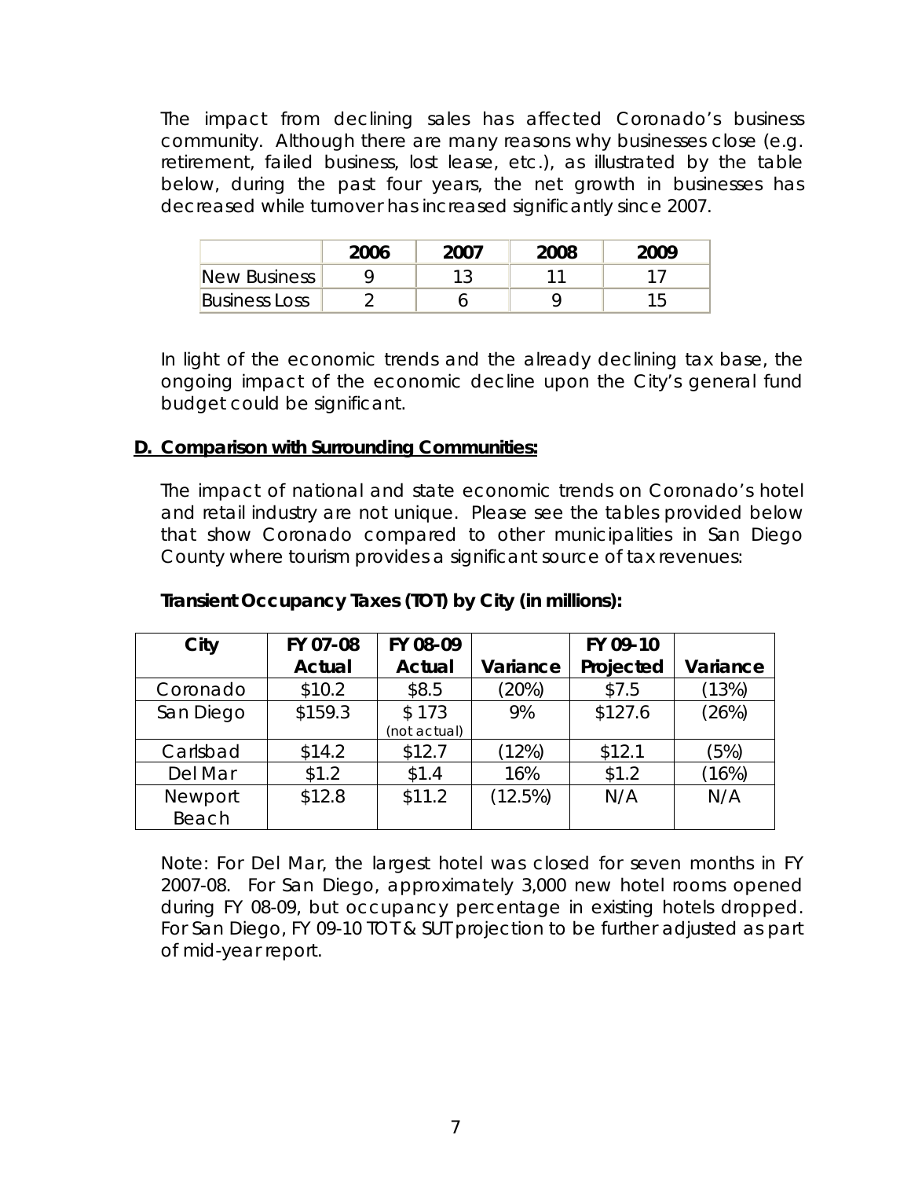The impact from declining sales has affected Coronado's business community. Although there are many reasons why businesses close (e.g. retirement, failed business, lost lease, etc.), as illustrated by the table below, during the past four years, the net growth in businesses has decreased while turnover has increased significantly since 2007.

| | 2006 | 2007 | 2008 | 2009 |
|---|---|---|---|---|
| New Business | 9 | 13 | 11 | 17 |
| Business Loss | 2 | 6 | 9 | 15 |

In light of the economic trends and the already declining tax base, the ongoing impact of the economic decline upon the City's general fund budget could be significant.

### D. Comparison with Surrounding Communities:

The impact of national and state economic trends on Coronado's hotel and retail industry are not unique. Please see the tables provided below that show Coronado compared to other municipalities in San Diego County where tourism provides a significant source of tax revenues:

**Transient Occupancy Taxes (TOT) by City (in millions):**

| City | FY 07-08 Actual | FY 08-09 Actual | Variance | FY 09-10 Projected | Variance |
|---|---|---|---|---|---|
| Coronado | $10.2 | $8.5 | (20%) | $7.5 | (13%) |
| San Diego | $159.3 | $ 173 (not actual) | 9% | $127.6 | (26%) |
| Carlsbad | $14.2 | $12.7 | (12%) | $12.1 | (5%) |
| Del Mar | $1.2 | $1.4 | 16% | $1.2 | (16%) |
| Newport Beach | $12.8 | $11.2 | (12.5%) | N/A | N/A |

Note: For Del Mar, the largest hotel was closed for seven months in FY 2007-08. For San Diego, approximately 3,000 new hotel rooms opened during FY 08-09, but occupancy percentage in existing hotels dropped. For San Diego, FY 09-10 TOT & SUT projection to be further adjusted as part of mid-year report.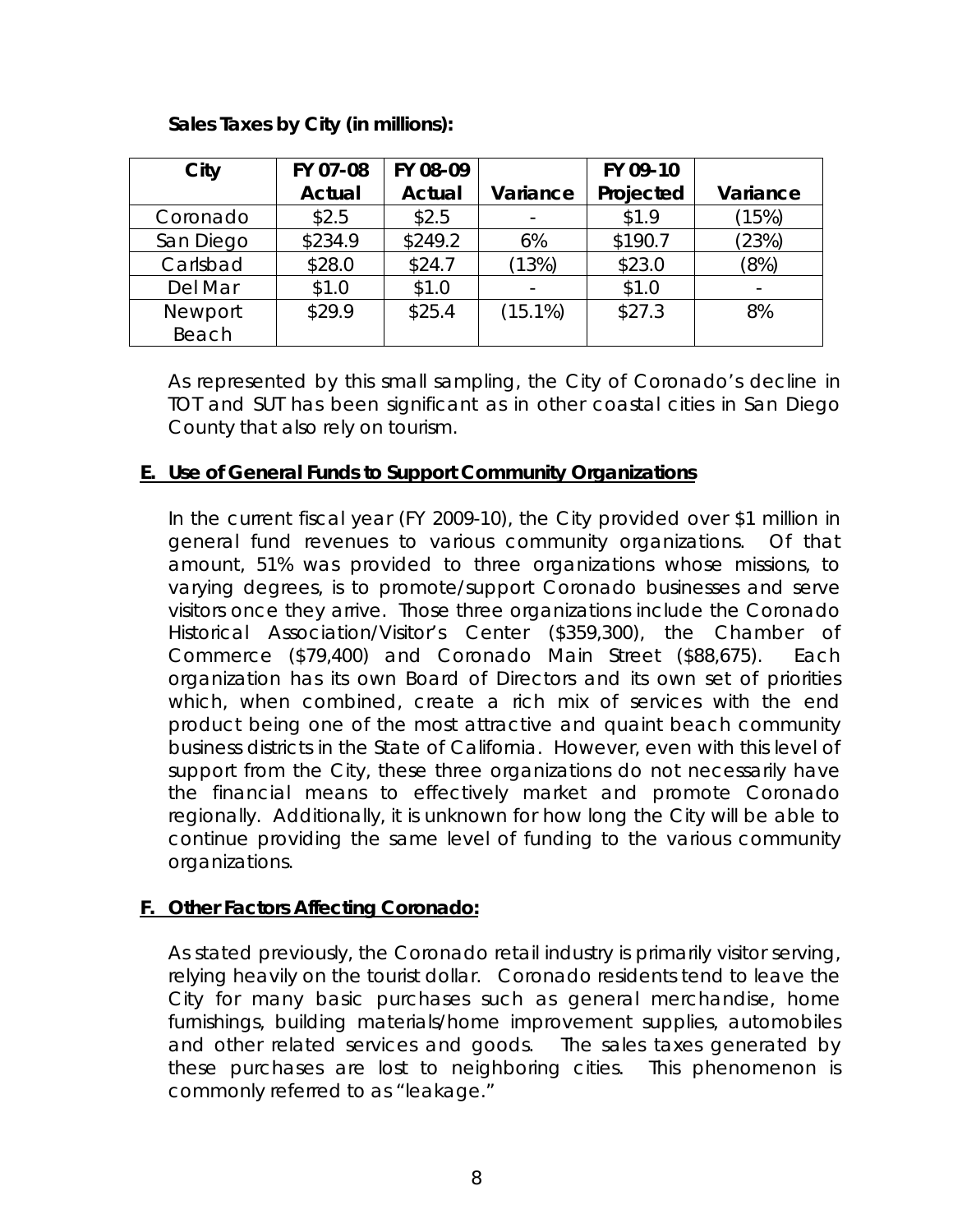**Sales Taxes by City (in millions):**

| City | FY 07-08 Actual | FY 08-09 Actual | Variance | FY 09-10 Projected | Variance |
|---|---|---|---|---|---|
| Coronado | $2.5 | $2.5 | - | $1.9 | (15%) |
| San Diego | $234.9 | $249.2 | 6% | $190.7 | (23%) |
| Carlsbad | $28.0 | $24.7 | (13%) | $23.0 | (8%) |
| Del Mar | $1.0 | $1.0 | - | $1.0 | - |
| Newport Beach | $29.9 | $25.4 | (15.1%) | $27.3 | 8% |

As represented by this small sampling, the City of Coronado's decline in TOT and SUT has been significant as in other coastal cities in San Diego County that also rely on tourism.

## E. Use of General Funds to Support Community Organizations

In the current fiscal year (FY 2009-10), the City provided over $1 million in general fund revenues to various community organizations. Of that amount, 51% was provided to three organizations whose missions, to varying degrees, is to promote/support Coronado businesses and serve visitors once they arrive. Those three organizations include the Coronado Historical Association/Visitor's Center ($359,300), the Chamber of Commerce ($79,400) and Coronado Main Street ($88,675). Each organization has its own Board of Directors and its own set of priorities which, when combined, create a rich mix of services with the end product being one of the most attractive and quaint beach community business districts in the State of California. However, even with this level of support from the City, these three organizations do not necessarily have the financial means to effectively market and promote Coronado regionally. Additionally, it is unknown for how long the City will be able to continue providing the same level of funding to the various community organizations.

## F. Other Factors Affecting Coronado:

As stated previously, the Coronado retail industry is primarily visitor serving, relying heavily on the tourist dollar. Coronado residents tend to leave the City for many basic purchases such as general merchandise, home furnishings, building materials/home improvement supplies, automobiles and other related services and goods. The sales taxes generated by these purchases are lost to neighboring cities. This phenomenon is commonly referred to as "leakage."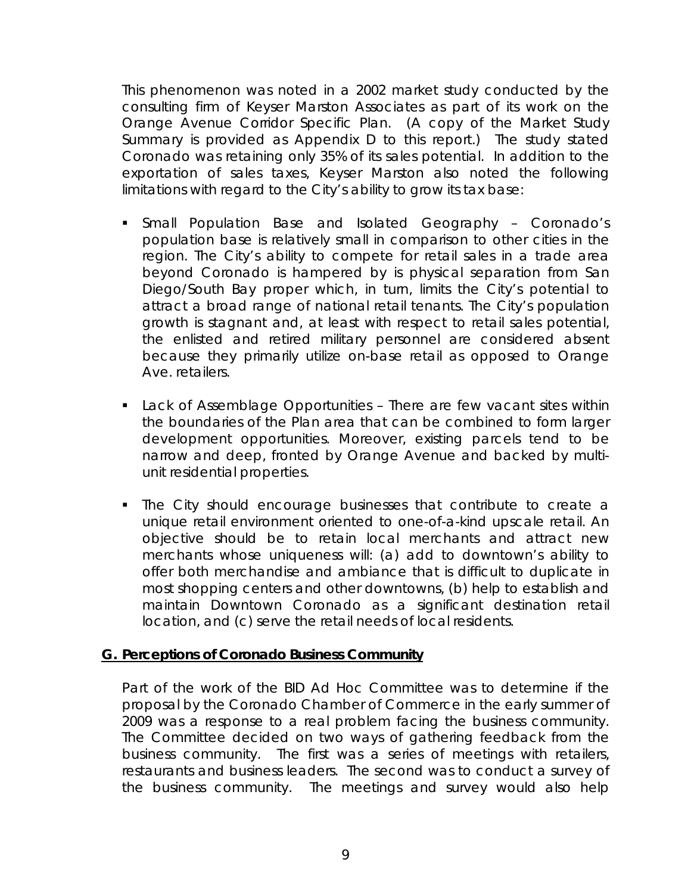This phenomenon was noted in a 2002 market study conducted by the consulting firm of Keyser Marston Associates as part of its work on the Orange Avenue Corridor Specific Plan. (A copy of the Market Study Summary is provided as Appendix D to this report.) The study stated Coronado was retaining only 35% of its sales potential. In addition to the exportation of sales taxes, Keyser Marston also noted the following limitations with regard to the City's ability to grow its tax base:

- Small Population Base and Isolated Geography – Coronado's population base is relatively small in comparison to other cities in the region. The City's ability to compete for retail sales in a trade area beyond Coronado is hampered by is physical separation from San Diego/South Bay proper which, in turn, limits the City's potential to attract a broad range of national retail tenants. The City's population growth is stagnant and, at least with respect to retail sales potential, the enlisted and retired military personnel are considered absent because they primarily utilize on-base retail as opposed to Orange Ave. retailers.

- Lack of Assemblage Opportunities – There are few vacant sites within the boundaries of the Plan area that can be combined to form larger development opportunities. Moreover, existing parcels tend to be narrow and deep, fronted by Orange Avenue and backed by multi-unit residential properties.

- The City should encourage businesses that contribute to create a unique retail environment oriented to one-of-a-kind upscale retail. An objective should be to retain local merchants and attract new merchants whose uniqueness will: (a) add to downtown's ability to offer both merchandise and ambiance that is difficult to duplicate in most shopping centers and other downtowns, (b) help to establish and maintain Downtown Coronado as a significant destination retail location, and (c) serve the retail needs of local residents.

## G. Perceptions of Coronado Business Community

Part of the work of the BID Ad Hoc Committee was to determine if the proposal by the Coronado Chamber of Commerce in the early summer of 2009 was a response to a real problem facing the business community. The Committee decided on two ways of gathering feedback from the business community. The first was a series of meetings with retailers, restaurants and business leaders. The second was to conduct a survey of the business community. The meetings and survey would also help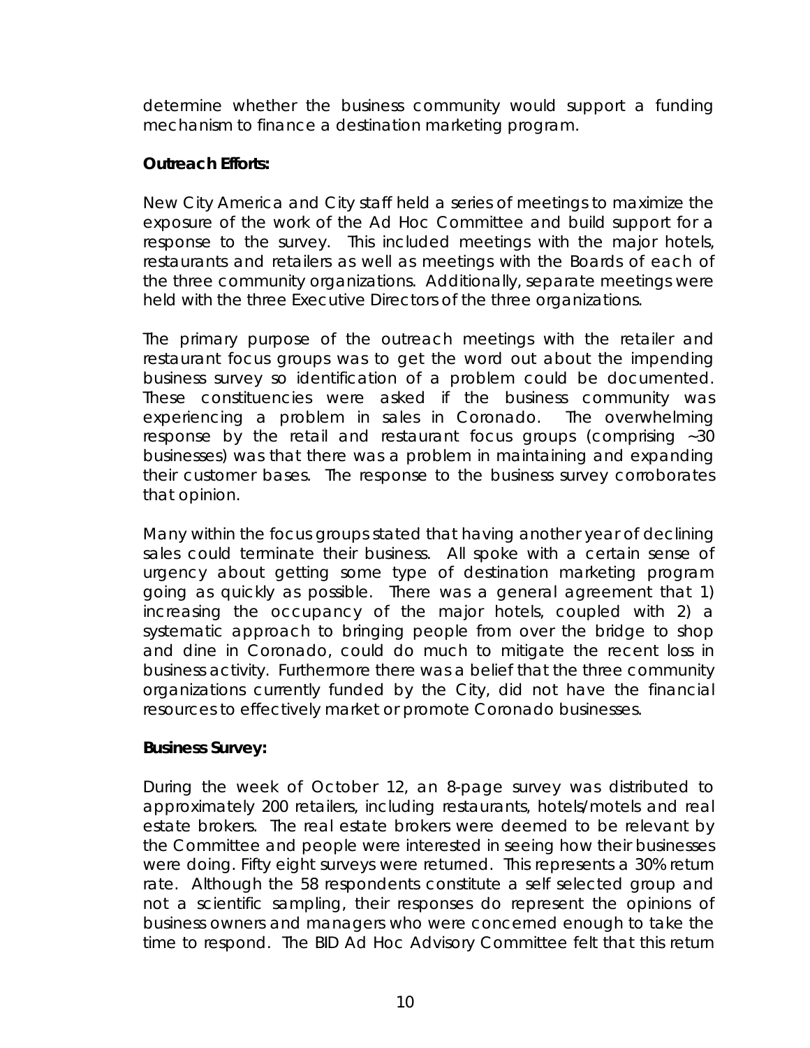determine whether the business community would support a funding mechanism to finance a destination marketing program.

**Outreach Efforts:**

New City America and City staff held a series of meetings to maximize the exposure of the work of the Ad Hoc Committee and build support for a response to the survey. This included meetings with the major hotels, restaurants and retailers as well as meetings with the Boards of each of the three community organizations. Additionally, separate meetings were held with the three Executive Directors of the three organizations.

The primary purpose of the outreach meetings with the retailer and restaurant focus groups was to get the word out about the impending business survey so identification of a problem could be documented. These constituencies were asked if the business community was experiencing a problem in sales in Coronado. The overwhelming response by the retail and restaurant focus groups (comprising ~30 businesses) was that there was a problem in maintaining and expanding their customer bases. The response to the business survey corroborates that opinion.

Many within the focus groups stated that having another year of declining sales could terminate their business. All spoke with a certain sense of urgency about getting some type of destination marketing program going as quickly as possible. There was a general agreement that 1) increasing the occupancy of the major hotels, coupled with 2) a systematic approach to bringing people from over the bridge to shop and dine in Coronado, could do much to mitigate the recent loss in business activity. Furthermore there was a belief that the three community organizations currently funded by the City, did not have the financial resources to effectively market or promote Coronado businesses.

**Business Survey:**

During the week of October 12, an 8-page survey was distributed to approximately 200 retailers, including restaurants, hotels/motels and real estate brokers. The real estate brokers were deemed to be relevant by the Committee and people were interested in seeing how their businesses were doing. Fifty eight surveys were returned. This represents a 30% return rate. Although the 58 respondents constitute a self selected group and not a scientific sampling, their responses do represent the opinions of business owners and managers who were concerned enough to take the time to respond. The BID Ad Hoc Advisory Committee felt that this return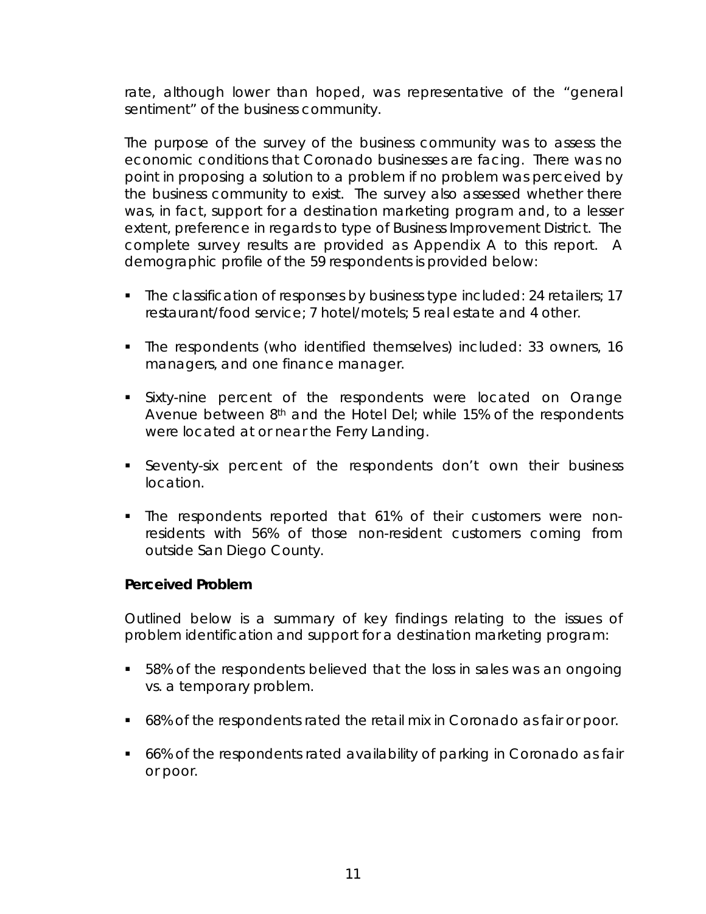rate, although lower than hoped, was representative of the "general sentiment" of the business community.

The purpose of the survey of the business community was to assess the economic conditions that Coronado businesses are facing. There was no point in proposing a solution to a problem if no problem was perceived by the business community to exist. The survey also assessed whether there was, in fact, support for a destination marketing program and, to a lesser extent, preference in regards to type of Business Improvement District. The complete survey results are provided as Appendix A to this report. A demographic profile of the 59 respondents is provided below:

- The classification of responses by business type included: 24 retailers; 17 restaurant/food service; 7 hotel/motels; 5 real estate and 4 other.
- The respondents (who identified themselves) included: 33 owners, 16 managers, and one finance manager.
- Sixty-nine percent of the respondents were located on Orange Avenue between 8th and the Hotel Del; while 15% of the respondents were located at or near the Ferry Landing.
- Seventy-six percent of the respondents don't own their business location.
- The respondents reported that 61% of their customers were non-residents with 56% of those non-resident customers coming from outside San Diego County.

**Perceived Problem**

Outlined below is a summary of key findings relating to the issues of problem identification and support for a destination marketing program:

- 58% of the respondents believed that the loss in sales was an ongoing vs. a temporary problem.
- 68% of the respondents rated the retail mix in Coronado as fair or poor.
- 66% of the respondents rated availability of parking in Coronado as fair or poor.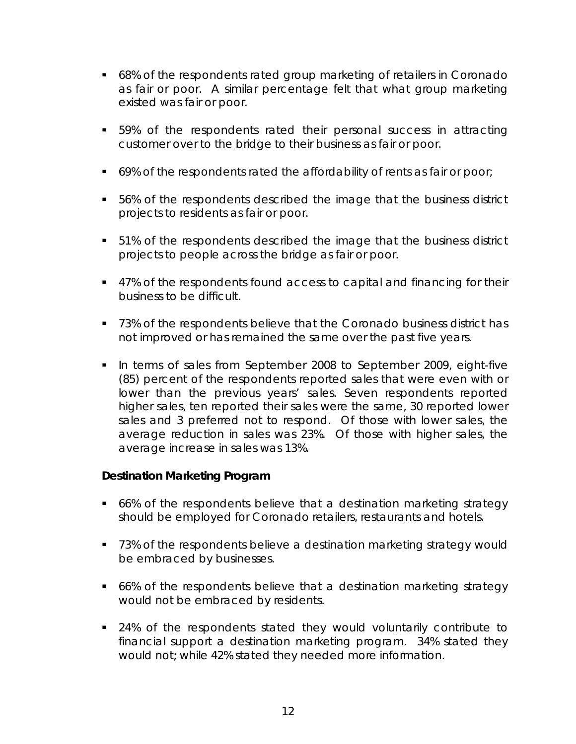- 68% of the respondents rated group marketing of retailers in Coronado as fair or poor. A similar percentage felt that what group marketing existed was fair or poor.
- 59% of the respondents rated their personal success in attracting customer over to the bridge to their business as fair or poor.
- 69% of the respondents rated the affordability of rents as fair or poor;
- 56% of the respondents described the image that the business district projects to residents as fair or poor.
- 51% of the respondents described the image that the business district projects to people across the bridge as fair or poor.
- 47% of the respondents found access to capital and financing for their business to be difficult.
- 73% of the respondents believe that the Coronado business district has not improved or has remained the same over the past five years.
- In terms of sales from September 2008 to September 2009, eight-five (85) percent of the respondents reported sales that were even with or lower than the previous years' sales. Seven respondents reported higher sales, ten reported their sales were the same, 30 reported lower sales and 3 preferred not to respond. Of those with lower sales, the average reduction in sales was 23%. Of those with higher sales, the average increase in sales was 13%.

**Destination Marketing Program**

- 66% of the respondents believe that a destination marketing strategy should be employed for Coronado retailers, restaurants and hotels.
- 73% of the respondents believe a destination marketing strategy would be embraced by businesses.
- 66% of the respondents believe that a destination marketing strategy would not be embraced by residents.
- 24% of the respondents stated they would voluntarily contribute to financial support a destination marketing program. 34% stated they would not; while 42% stated they needed more information.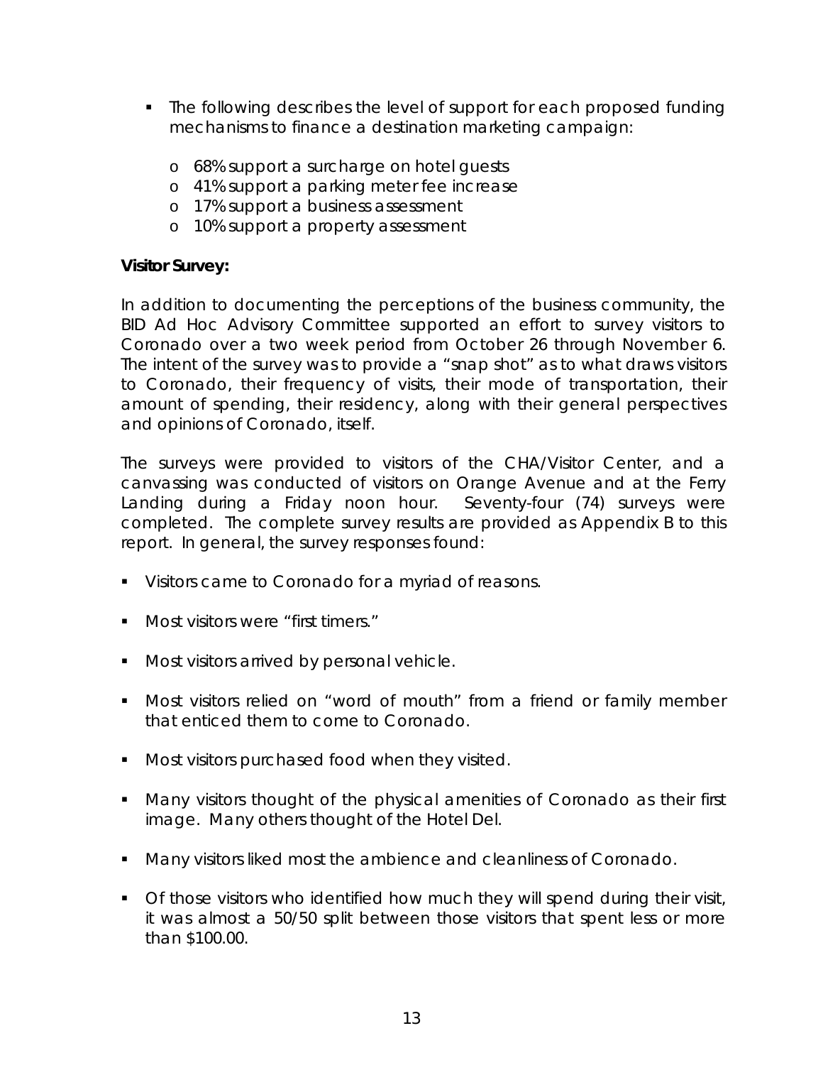- The following describes the level of support for each proposed funding mechanisms to finance a destination marketing campaign:
  - 68% support a surcharge on hotel guests
  - 41% support a parking meter fee increase
  - 17% support a business assessment
  - 10% support a property assessment

**Visitor Survey:**

In addition to documenting the perceptions of the business community, the BID Ad Hoc Advisory Committee supported an effort to survey visitors to Coronado over a two week period from October 26 through November 6. The intent of the survey was to provide a "snap shot" as to what draws visitors to Coronado, their frequency of visits, their mode of transportation, their amount of spending, their residency, along with their general perspectives and opinions of Coronado, itself.

The surveys were provided to visitors of the CHA/Visitor Center, and a canvassing was conducted of visitors on Orange Avenue and at the Ferry Landing during a Friday noon hour. Seventy-four (74) surveys were completed. The complete survey results are provided as Appendix B to this report. In general, the survey responses found:

- Visitors came to Coronado for a myriad of reasons.
- Most visitors were "first timers."
- Most visitors arrived by personal vehicle.
- Most visitors relied on "word of mouth" from a friend or family member that enticed them to come to Coronado.
- Most visitors purchased food when they visited.
- Many visitors thought of the physical amenities of Coronado as their first image. Many others thought of the Hotel Del.
- Many visitors liked most the ambience and cleanliness of Coronado.
- Of those visitors who identified how much they will spend during their visit, it was almost a 50/50 split between those visitors that spent less or more than $100.00.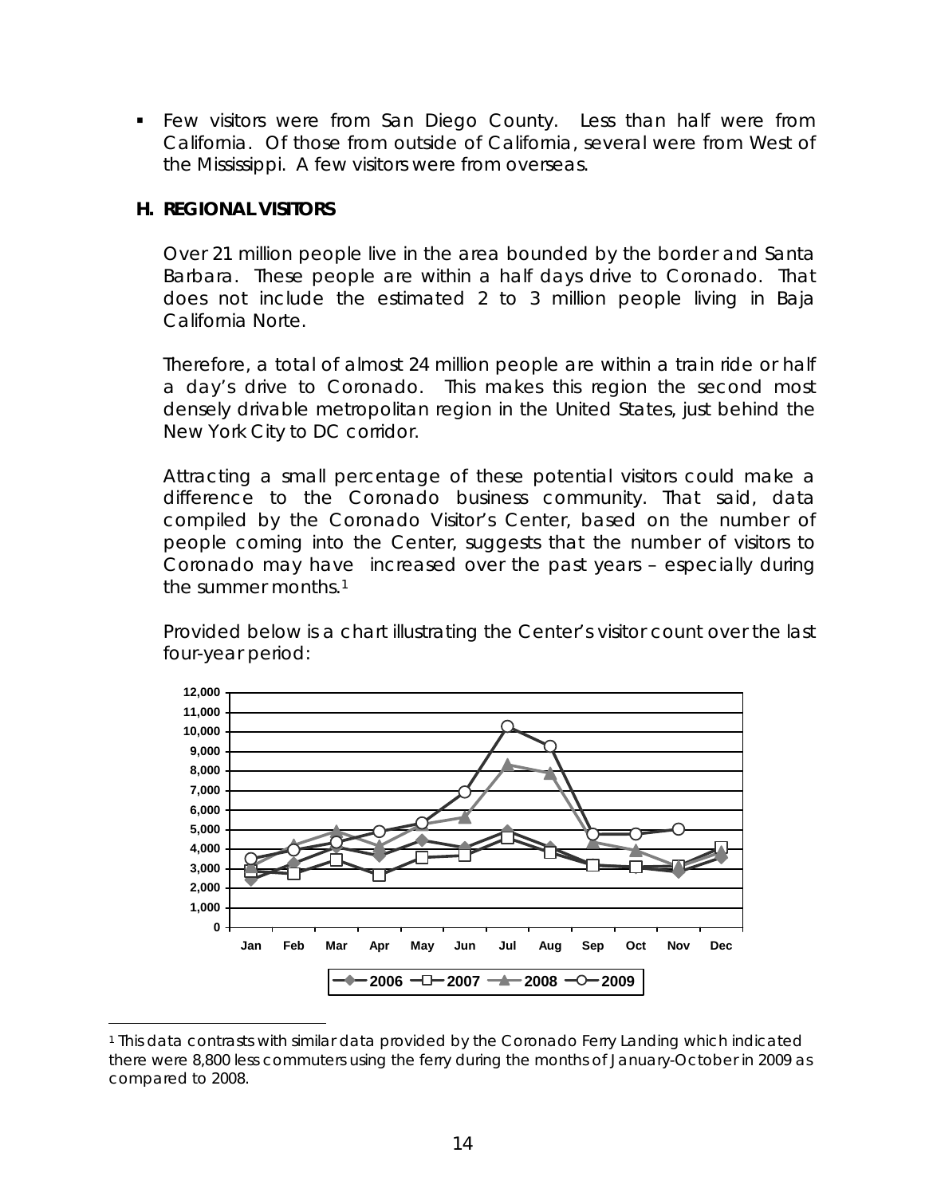- Few visitors were from San Diego County. Less than half were from California. Of those from outside of California, several were from West of the Mississippi. A few visitors were from overseas.

## H. REGIONAL VISITORS

Over 21 million people live in the area bounded by the border and Santa Barbara. These people are within a half days drive to Coronado. That does not include the estimated 2 to 3 million people living in Baja California Norte.

Therefore, a total of almost 24 million people are within a train ride or half a day's drive to Coronado. This makes this region the second most densely drivable metropolitan region in the United States, just behind the New York City to DC corridor.

Attracting a small percentage of these potential visitors could make a difference to the Coronado business community. That said, data compiled by the Coronado Visitor's Center, based on the number of people coming into the Center, suggests that the number of visitors to Coronado may have increased over the past years – especially during the summer months.[1]

Provided below is a chart illustrating the Center's visitor count over the last four-year period:

---

[1] This data contrasts with similar data provided by the Coronado Ferry Landing which indicated there were 8,800 less commuters using the ferry during the months of January-October in 2009 as compared to 2008.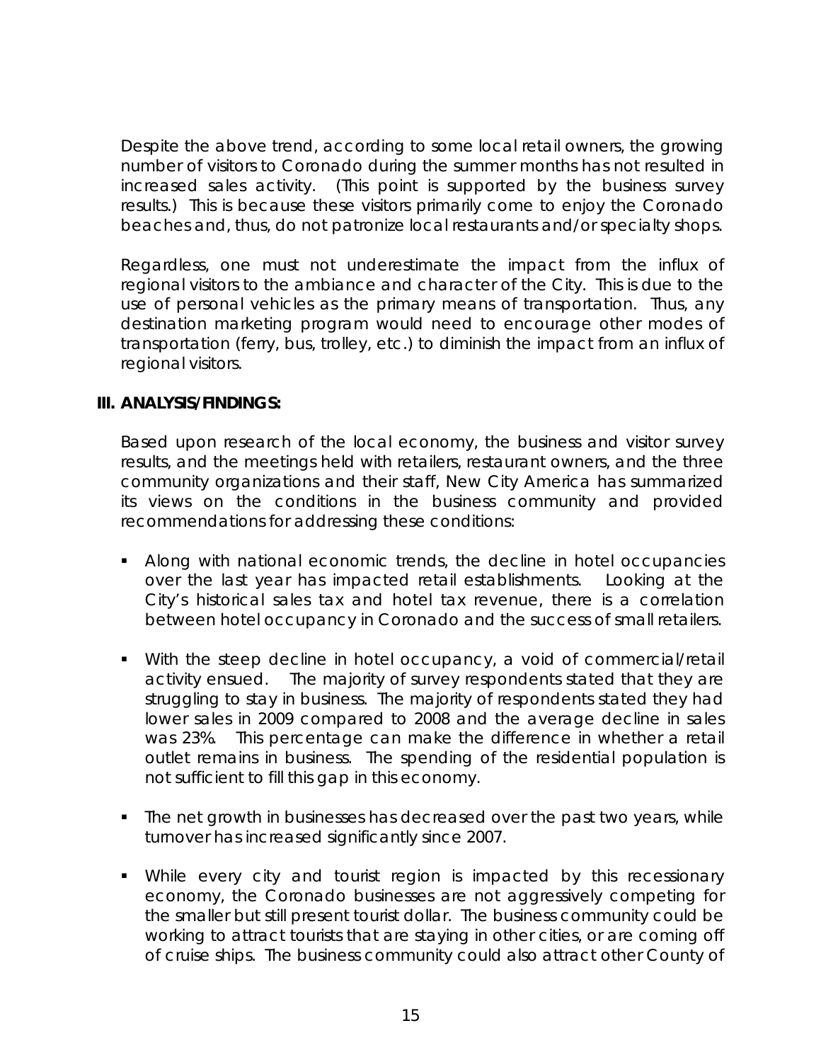Despite the above trend, according to some local retail owners, the growing number of visitors to Coronado during the summer months has not resulted in increased sales activity. (This point is supported by the business survey results.) This is because these visitors primarily come to enjoy the Coronado beaches and, thus, do not patronize local restaurants and/or specialty shops.

Regardless, one must not underestimate the impact from the influx of regional visitors to the ambiance and character of the City. This is due to the use of personal vehicles as the primary means of transportation. Thus, any destination marketing program would need to encourage other modes of transportation (ferry, bus, trolley, etc.) to diminish the impact from an influx of regional visitors.

## III. ANALYSIS/FINDINGS:

Based upon research of the local economy, the business and visitor survey results, and the meetings held with retailers, restaurant owners, and the three community organizations and their staff, New City America has summarized its views on the conditions in the business community and provided recommendations for addressing these conditions:

- Along with national economic trends, the decline in hotel occupancies over the last year has impacted retail establishments. Looking at the City's historical sales tax and hotel tax revenue, there is a correlation between hotel occupancy in Coronado and the success of small retailers.
- With the steep decline in hotel occupancy, a void of commercial/retail activity ensued. The majority of survey respondents stated that they are struggling to stay in business. The majority of respondents stated they had lower sales in 2009 compared to 2008 and the average decline in sales was 23%. This percentage can make the difference in whether a retail outlet remains in business. The spending of the residential population is not sufficient to fill this gap in this economy.
- The net growth in businesses has decreased over the past two years, while turnover has increased significantly since 2007.
- While every city and tourist region is impacted by this recessionary economy, the Coronado businesses are not aggressively competing for the smaller but still present tourist dollar. The business community could be working to attract tourists that are staying in other cities, or are coming off of cruise ships. The business community could also attract other County of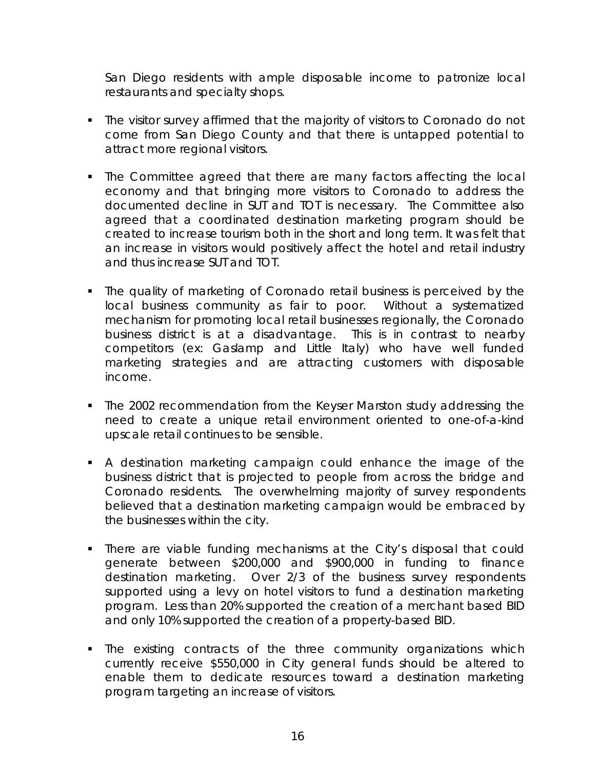San Diego residents with ample disposable income to patronize local restaurants and specialty shops.

- The visitor survey affirmed that the majority of visitors to Coronado do not come from San Diego County and that there is untapped potential to attract more regional visitors.

- The Committee agreed that there are many factors affecting the local economy and that bringing more visitors to Coronado to address the documented decline in SUT and TOT is necessary. The Committee also agreed that a coordinated destination marketing program should be created to increase tourism both in the short and long term. It was felt that an increase in visitors would positively affect the hotel and retail industry and thus increase SUT and TOT.

- The quality of marketing of Coronado retail business is perceived by the local business community as fair to poor. Without a systematized mechanism for promoting local retail businesses regionally, the Coronado business district is at a disadvantage. This is in contrast to nearby competitors (ex: Gaslamp and Little Italy) who have well funded marketing strategies and are attracting customers with disposable income.

- The 2002 recommendation from the Keyser Marston study addressing the need to create a unique retail environment oriented to one-of-a-kind upscale retail continues to be sensible.

- A destination marketing campaign could enhance the image of the business district that is projected to people from across the bridge and Coronado residents. The overwhelming majority of survey respondents believed that a destination marketing campaign would be embraced by the businesses within the city.

- There are viable funding mechanisms at the City's disposal that could generate between $200,000 and $900,000 in funding to finance destination marketing. Over 2/3 of the business survey respondents supported using a levy on hotel visitors to fund a destination marketing program. Less than 20% supported the creation of a merchant based BID and only 10% supported the creation of a property-based BID.

- The existing contracts of the three community organizations which currently receive $550,000 in City general funds should be altered to enable them to dedicate resources toward a destination marketing program targeting an increase of visitors.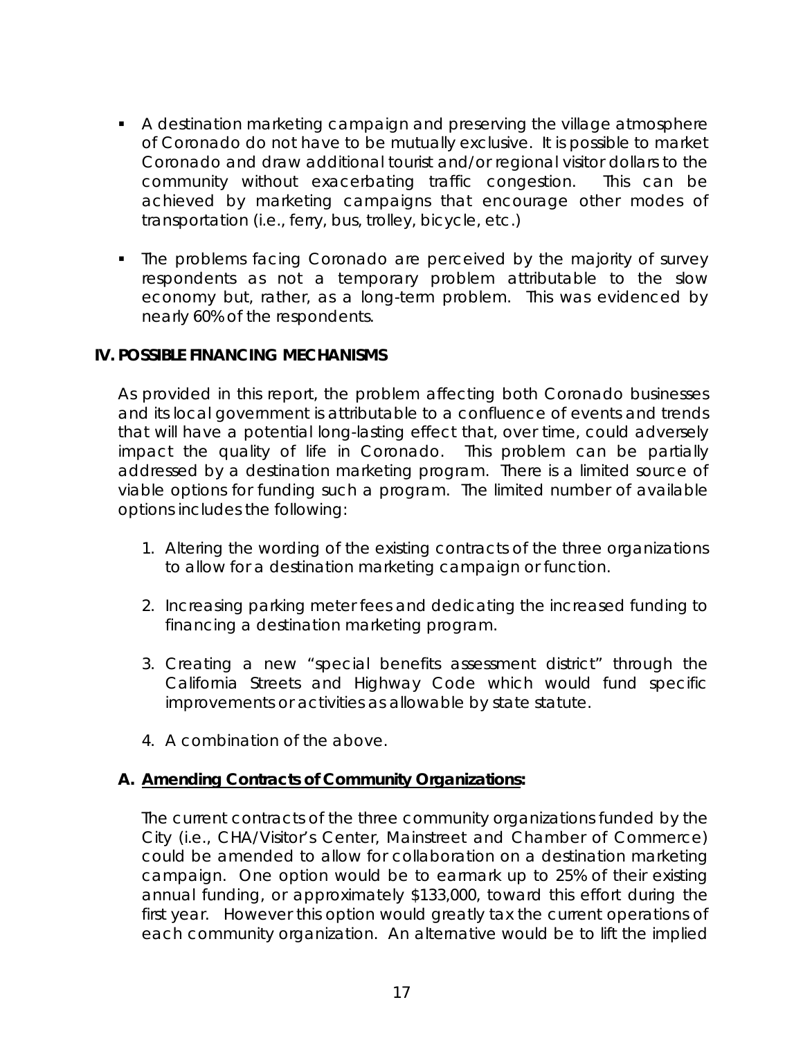- A destination marketing campaign and preserving the village atmosphere of Coronado do not have to be mutually exclusive. It is possible to market Coronado and draw additional tourist and/or regional visitor dollars to the community without exacerbating traffic congestion. This can be achieved by marketing campaigns that encourage other modes of transportation (i.e., ferry, bus, trolley, bicycle, etc.)

- The problems facing Coronado are perceived by the majority of survey respondents as not a temporary problem attributable to the slow economy but, rather, as a long-term problem. This was evidenced by nearly 60% of the respondents.

## IV. POSSIBLE FINANCING MECHANISMS

As provided in this report, the problem affecting both Coronado businesses and its local government is attributable to a confluence of events and trends that will have a potential long-lasting effect that, over time, could adversely impact the quality of life in Coronado. This problem can be partially addressed by a destination marketing program. There is a limited source of viable options for funding such a program. The limited number of available options includes the following:

1. Altering the wording of the existing contracts of the three organizations to allow for a destination marketing campaign or function.

2. Increasing parking meter fees and dedicating the increased funding to financing a destination marketing program.

3. Creating a new "special benefits assessment district" through the California Streets and Highway Code which would fund specific improvements or activities as allowable by state statute.

4. A combination of the above.

### A. Amending Contracts of Community Organizations:

The current contracts of the three community organizations funded by the City (i.e., CHA/Visitor's Center, Mainstreet and Chamber of Commerce) could be amended to allow for collaboration on a destination marketing campaign. One option would be to earmark up to 25% of their existing annual funding, or approximately $133,000, toward this effort during the first year. However this option would greatly tax the current operations of each community organization. An alternative would be to lift the implied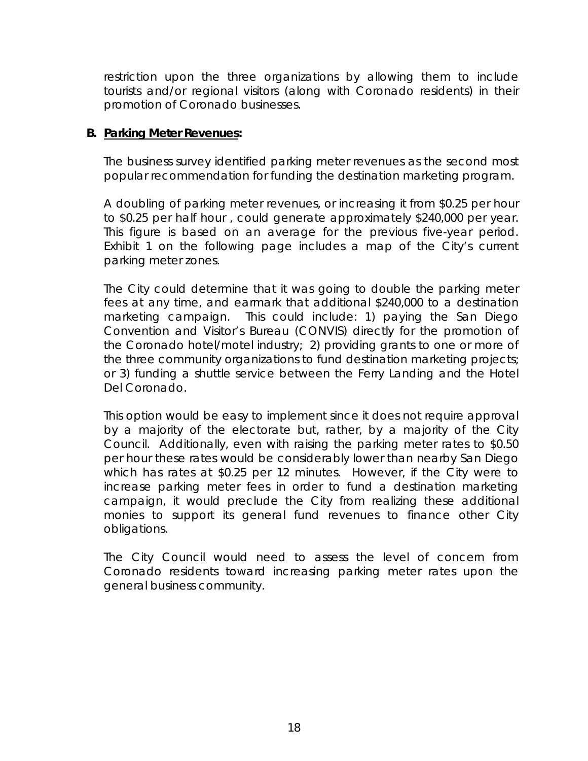restriction upon the three organizations by allowing them to include tourists and/or regional visitors (along with Coronado residents) in their promotion of Coronado businesses.

**B. <u>Parking Meter Revenues:</u>**

The business survey identified parking meter revenues as the second most popular recommendation for funding the destination marketing program.

A doubling of parking meter revenues, or increasing it from $0.25 per hour to $0.25 per half hour , could generate approximately $240,000 per year. This figure is based on an average for the previous five-year period. Exhibit 1 on the following page includes a map of the City's current parking meter zones.

The City could determine that it was going to double the parking meter fees at any time, and earmark that additional $240,000 to a destination marketing campaign. This could include: 1) paying the San Diego Convention and Visitor's Bureau (CONVIS) directly for the promotion of the Coronado hotel/motel industry; 2) providing grants to one or more of the three community organizations to fund destination marketing projects; or 3) funding a shuttle service between the Ferry Landing and the Hotel Del Coronado.

This option would be easy to implement since it does not require approval by a majority of the electorate but, rather, by a majority of the City Council. Additionally, even with raising the parking meter rates to $0.50 per hour these rates would be considerably lower than nearby San Diego which has rates at $0.25 per 12 minutes. However, if the City were to increase parking meter fees in order to fund a destination marketing campaign, it would preclude the City from realizing these additional monies to support its general fund revenues to finance other City obligations.

The City Council would need to assess the level of concern from Coronado residents toward increasing parking meter rates upon the general business community.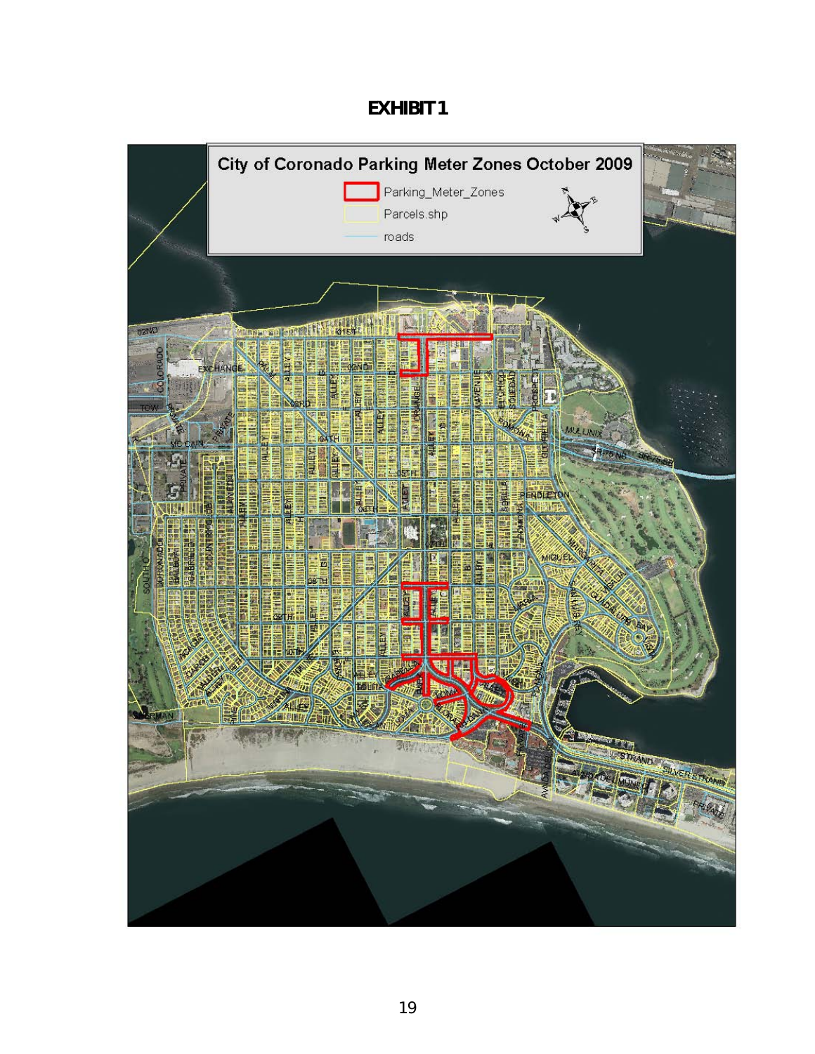**EXHIBIT 1**

City of Coronado Parking Meter Zones October 2009

Parking_Meter_Zones

Parcels.shp

roads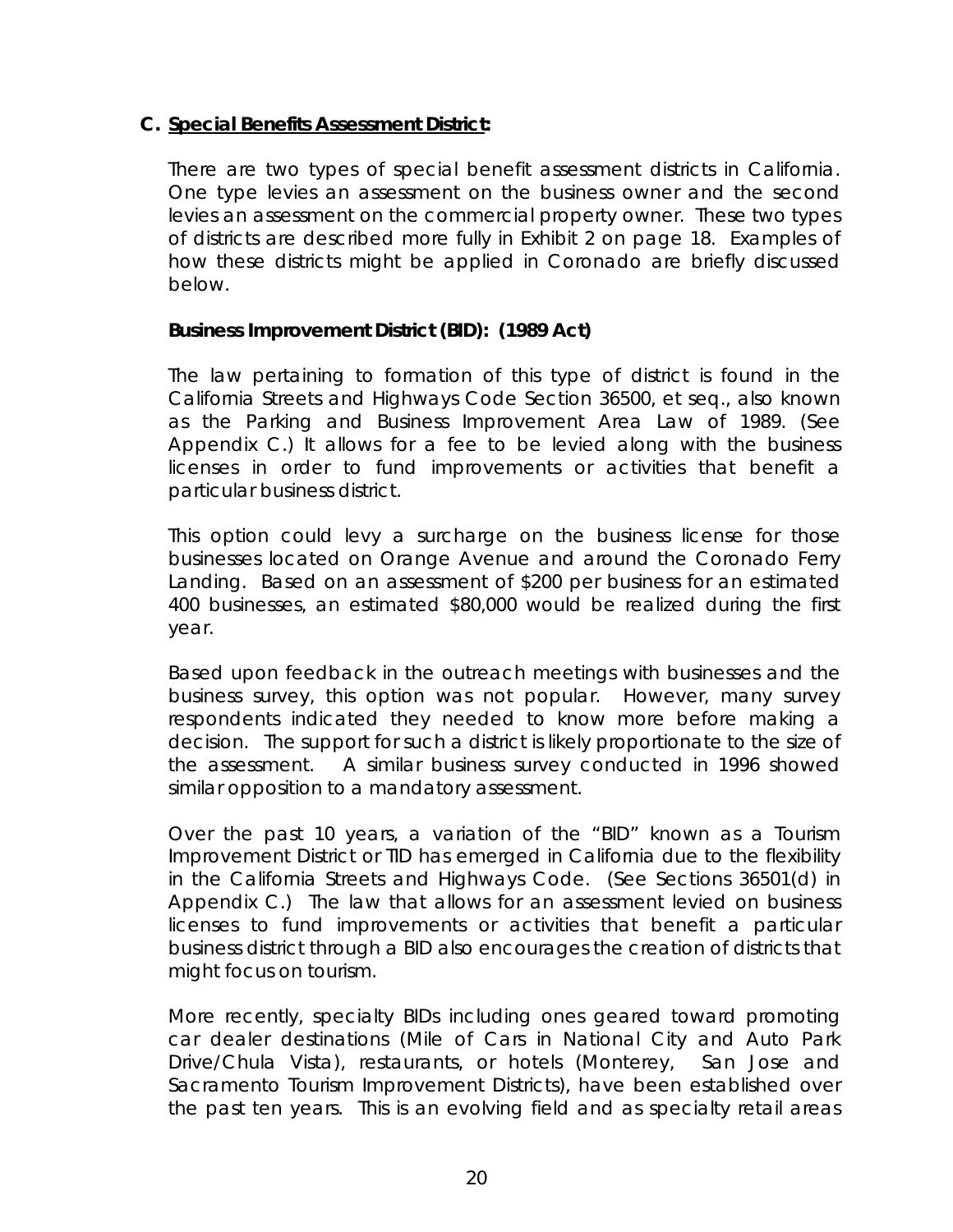## C. **Special Benefits Assessment District:**

There are two types of special benefit assessment districts in California. One type levies an assessment on the business owner and the second levies an assessment on the commercial property owner. These two types of districts are described more fully in Exhibit 2 on page 18. Examples of how these districts might be applied in Coronado are briefly discussed below.

**Business Improvement District (BID): (1989 Act)**

The law pertaining to formation of this type of district is found in the California Streets and Highways Code Section 36500, et seq., also known as the Parking and Business Improvement Area Law of 1989. (See Appendix C.) It allows for a fee to be levied along with the business licenses in order to fund improvements or activities that benefit a particular business district.

This option could levy a surcharge on the business license for those businesses located on Orange Avenue and around the Coronado Ferry Landing. Based on an assessment of $200 per business for an estimated 400 businesses, an estimated $80,000 would be realized during the first year.

Based upon feedback in the outreach meetings with businesses and the business survey, this option was not popular. However, many survey respondents indicated they needed to know more before making a decision. The support for such a district is likely proportionate to the size of the assessment. A similar business survey conducted in 1996 showed similar opposition to a mandatory assessment.

Over the past 10 years, a variation of the "BID" known as a Tourism Improvement District or TID has emerged in California due to the flexibility in the California Streets and Highways Code. (See Sections 36501(d) in Appendix C.) The law that allows for an assessment levied on business licenses to fund improvements or activities that benefit a particular business district through a BID also encourages the creation of districts that might focus on tourism.

More recently, specialty BIDs including ones geared toward promoting car dealer destinations (Mile of Cars in National City and Auto Park Drive/Chula Vista), restaurants, or hotels (Monterey, San Jose and Sacramento Tourism Improvement Districts), have been established over the past ten years. This is an evolving field and as specialty retail areas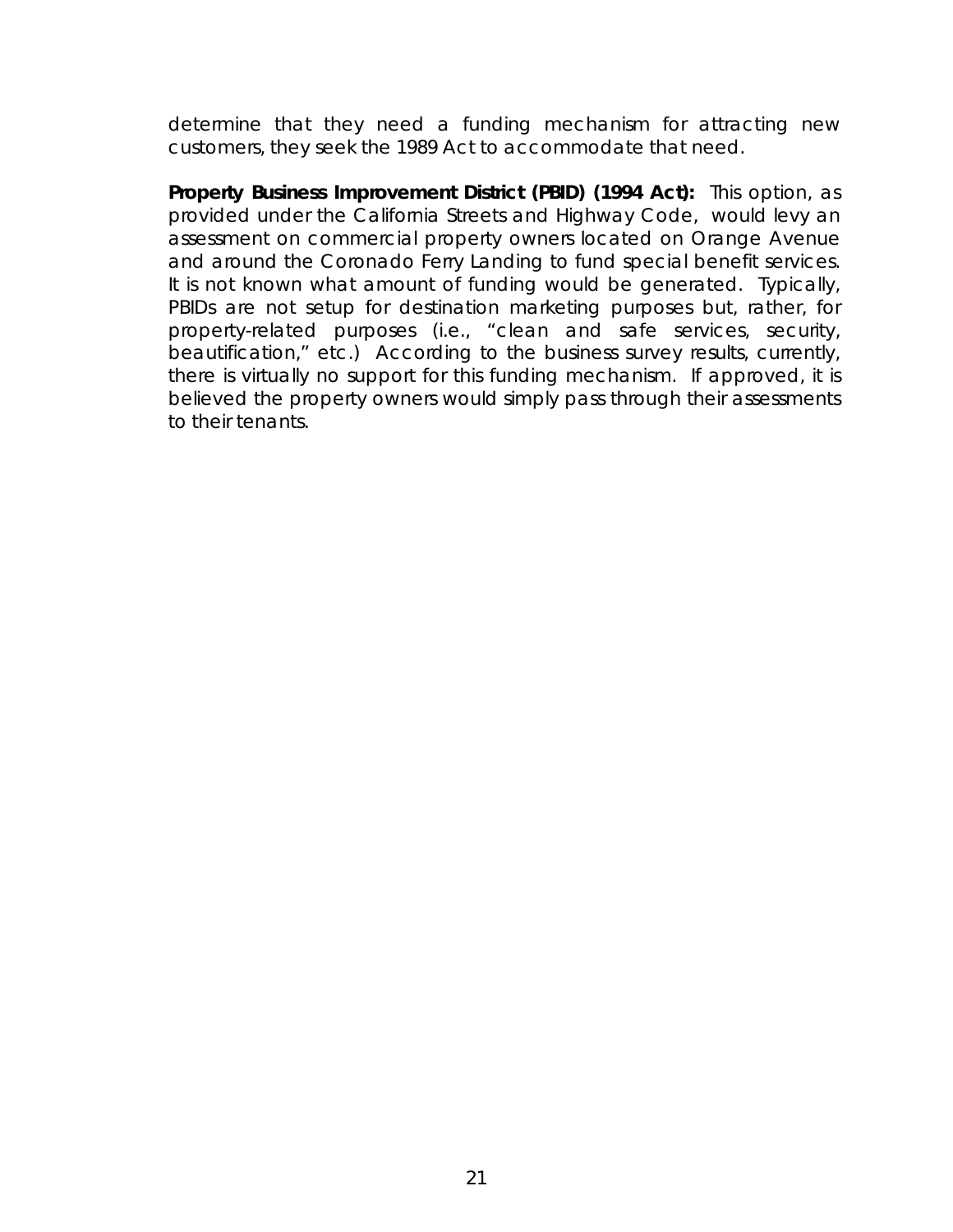determine that they need a funding mechanism for attracting new customers, they seek the 1989 Act to accommodate that need.

**Property Business Improvement District (PBID) (1994 Act):** This option, as provided under the California Streets and Highway Code, would levy an assessment on commercial property owners located on Orange Avenue and around the Coronado Ferry Landing to fund special benefit services. It is not known what amount of funding would be generated. Typically, PBIDs are not setup for destination marketing purposes but, rather, for property-related purposes (i.e., "clean and safe services, security, beautification," etc.) According to the business survey results, currently, there is virtually no support for this funding mechanism. If approved, it is believed the property owners would simply pass through their assessments to their tenants.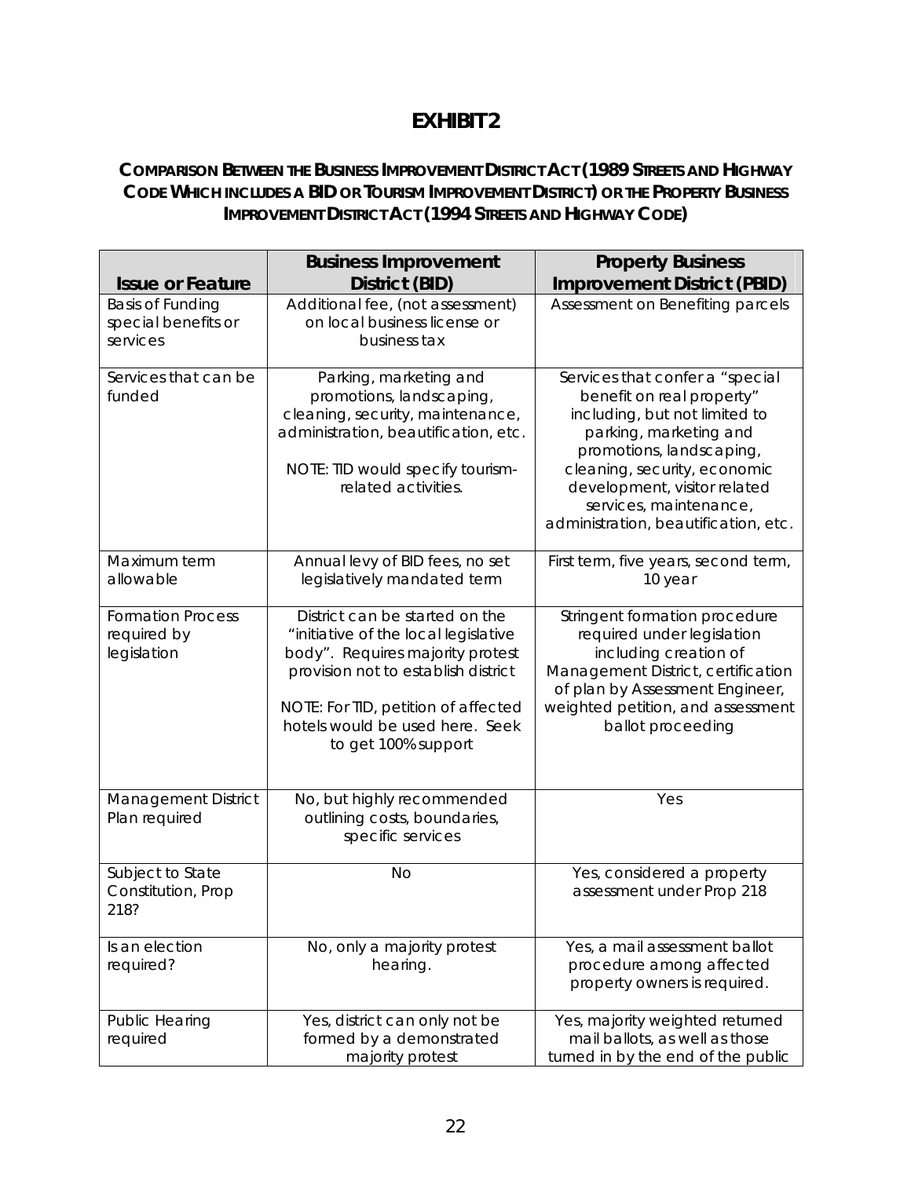# EXHIBIT 2

## COMPARISON BETWEEN THE BUSINESS IMPROVEMENT DISTRICT ACT (1989 STREETS AND HIGHWAY CODE WHICH INCLUDES A BID OR TOURISM IMPROVEMENT DISTRICT) OR THE PROPERTY BUSINESS IMPROVEMENT DISTRICT ACT (1994 STREETS AND HIGHWAY CODE)

| Issue or Feature | Business Improvement District (BID) | Property Business Improvement District (PBID) |
| --- | --- | --- |
| Basis of Funding special benefits or services | Additional fee, (not assessment) on local business license or business tax | Assessment on Benefiting parcels |
| Services that can be funded | Parking, marketing and promotions, landscaping, cleaning, security, maintenance, administration, beautification, etc.<br><br>NOTE: TID would specify tourism-related activities. | Services that confer a "special benefit on real property" including, but not limited to parking, marketing and promotions, landscaping, cleaning, security, economic development, visitor related services, maintenance, administration, beautification, etc. |
| Maximum term allowable | Annual levy of BID fees, no set legislatively mandated term | First term, five years, second term, 10 year |
| Formation Process required by legislation | District can be started on the "initiative of the local legislative body". Requires majority protest provision not to establish district<br><br>NOTE: For TID, petition of affected hotels would be used here. Seek to get 100% support | Stringent formation procedure required under legislation including creation of Management District, certification of plan by Assessment Engineer, weighted petition, and assessment ballot proceeding |
| Management District Plan required | No, but highly recommended outlining costs, boundaries, specific services | Yes |
| Subject to State Constitution, Prop 218? | No | Yes, considered a property assessment under Prop 218 |
| Is an election required? | No, only a majority protest hearing. | Yes, a mail assessment ballot procedure among affected property owners is required. |
| Public Hearing required | Yes, district can only not be formed by a demonstrated majority protest | Yes, majority weighted returned mail ballots, as well as those turned in by the end of the public |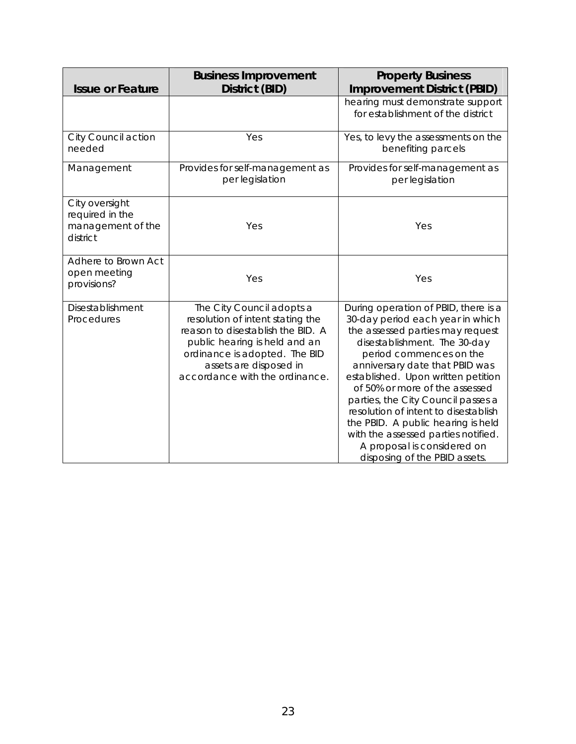| Issue or Feature | Business Improvement District (BID) | Property Business Improvement District (PBID) |
|---|---|---|
| | | hearing must demonstrate support for establishment of the district |
| City Council action needed | Yes | Yes, to levy the assessments on the benefiting parcels |
| Management | Provides for self-management as per legislation | Provides for self-management as per legislation |
| City oversight required in the management of the district | Yes | Yes |
| Adhere to Brown Act open meeting provisions? | Yes | Yes |
| Disestablishment Procedures | The City Council adopts a resolution of intent stating the reason to disestablish the BID. A public hearing is held and an ordinance is adopted. The BID assets are disposed in accordance with the ordinance. | During operation of PBID, there is a 30-day period each year in which the assessed parties may request disestablishment. The 30-day period commences on the anniversary date that PBID was established. Upon written petition of 50% or more of the assessed parties, the City Council passes a resolution of intent to disestablish the PBID. A public hearing is held with the assessed parties notified. A proposal is considered on disposing of the PBID assets. |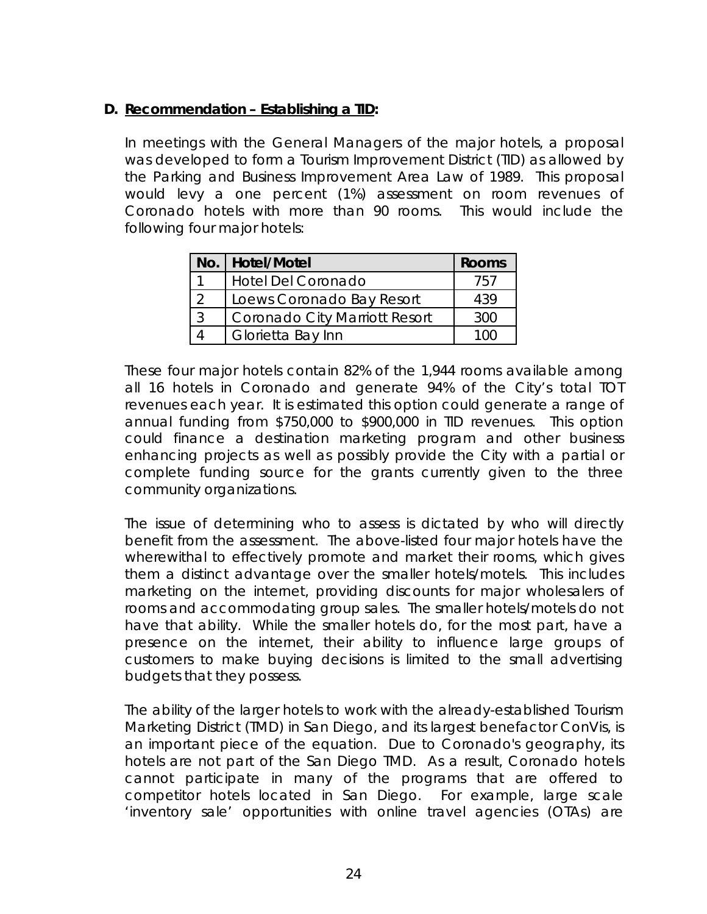### D. <u>Recommendation – Establishing a TID</u>:

In meetings with the General Managers of the major hotels, a proposal was developed to form a Tourism Improvement District (TID) as allowed by the Parking and Business Improvement Area Law of 1989. This proposal would levy a one percent (1%) assessment on room revenues of Coronado hotels with more than 90 rooms. This would include the following four major hotels:

| No. | Hotel/Motel | Rooms |
|---|---|---|
| 1 | Hotel Del Coronado | 757 |
| 2 | Loews Coronado Bay Resort | 439 |
| 3 | Coronado City Marriott Resort | 300 |
| 4 | Glorietta Bay Inn | 100 |

These four major hotels contain 82% of the 1,944 rooms available among all 16 hotels in Coronado and generate 94% of the City's total TOT revenues each year. It is estimated this option could generate a range of annual funding from $750,000 to $900,000 in TID revenues. This option could finance a destination marketing program and other business enhancing projects as well as possibly provide the City with a partial or complete funding source for the grants currently given to the three community organizations.

The issue of determining who to assess is dictated by who will directly benefit from the assessment. The above-listed four major hotels have the wherewithal to effectively promote and market their rooms, which gives them a distinct advantage over the smaller hotels/motels. This includes marketing on the internet, providing discounts for major wholesalers of rooms and accommodating group sales. The smaller hotels/motels do not have that ability. While the smaller hotels do, for the most part, have a presence on the internet, their ability to influence large groups of customers to make buying decisions is limited to the small advertising budgets that they possess.

The ability of the larger hotels to work with the already-established Tourism Marketing District (TMD) in San Diego, and its largest benefactor ConVis, is an important piece of the equation. Due to Coronado's geography, its hotels are not part of the San Diego TMD. As a result, Coronado hotels cannot participate in many of the programs that are offered to competitor hotels located in San Diego. For example, large scale 'inventory sale' opportunities with online travel agencies (OTAs) are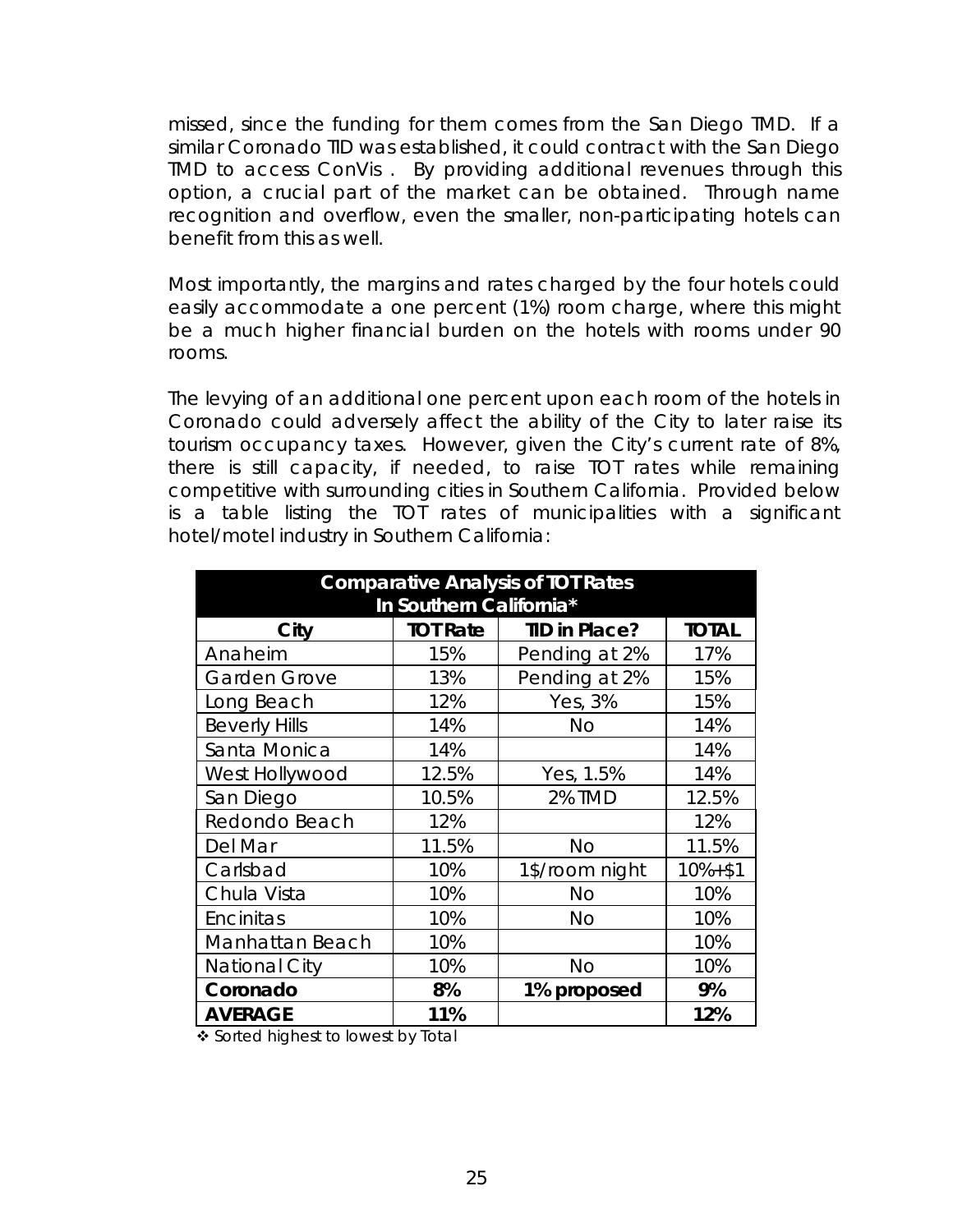missed, since the funding for them comes from the San Diego TMD. If a similar Coronado TID was established, it could contract with the San Diego TMD to access ConVis . By providing additional revenues through this option, a crucial part of the market can be obtained. Through name recognition and overflow, even the smaller, non-participating hotels can benefit from this as well.

Most importantly, the margins and rates charged by the four hotels could easily accommodate a one percent (1%) room charge, where this might be a much higher financial burden on the hotels with rooms under 90 rooms.

The levying of an additional one percent upon each room of the hotels in Coronado could adversely affect the ability of the City to later raise its tourism occupancy taxes. However, given the City's current rate of 8%, there is still capacity, if needed, to raise TOT rates while remaining competitive with surrounding cities in Southern California. Provided below is a table listing the TOT rates of municipalities with a significant hotel/motel industry in Southern California:

| Comparative Analysis of TOT Rates In Southern California* | | | |
|---|---|---|---|
| **City** | **TOT Rate** | **TID in Place?** | **TOTAL** |
| Anaheim | 15% | Pending at 2% | 17% |
| Garden Grove | 13% | Pending at 2% | 15% |
| Long Beach | 12% | Yes, 3% | 15% |
| Beverly Hills | 14% | No | 14% |
| Santa Monica | 14% | | 14% |
| West Hollywood | 12.5% | Yes, 1.5% | 14% |
| San Diego | 10.5% | 2% TMD | 12.5% |
| Redondo Beach | 12% | | 12% |
| Del Mar | 11.5% | No | 11.5% |
| Carlsbad | 10% | 1$/room night | 10%+$1 |
| Chula Vista | 10% | No | 10% |
| Encinitas | 10% | No | 10% |
| Manhattan Beach | 10% | | 10% |
| National City | 10% | No | 10% |
| **Coronado** | **8%** | **1% proposed** | **9%** |
| **AVERAGE** | **11%** | | **12%** |

❖ Sorted highest to lowest by Total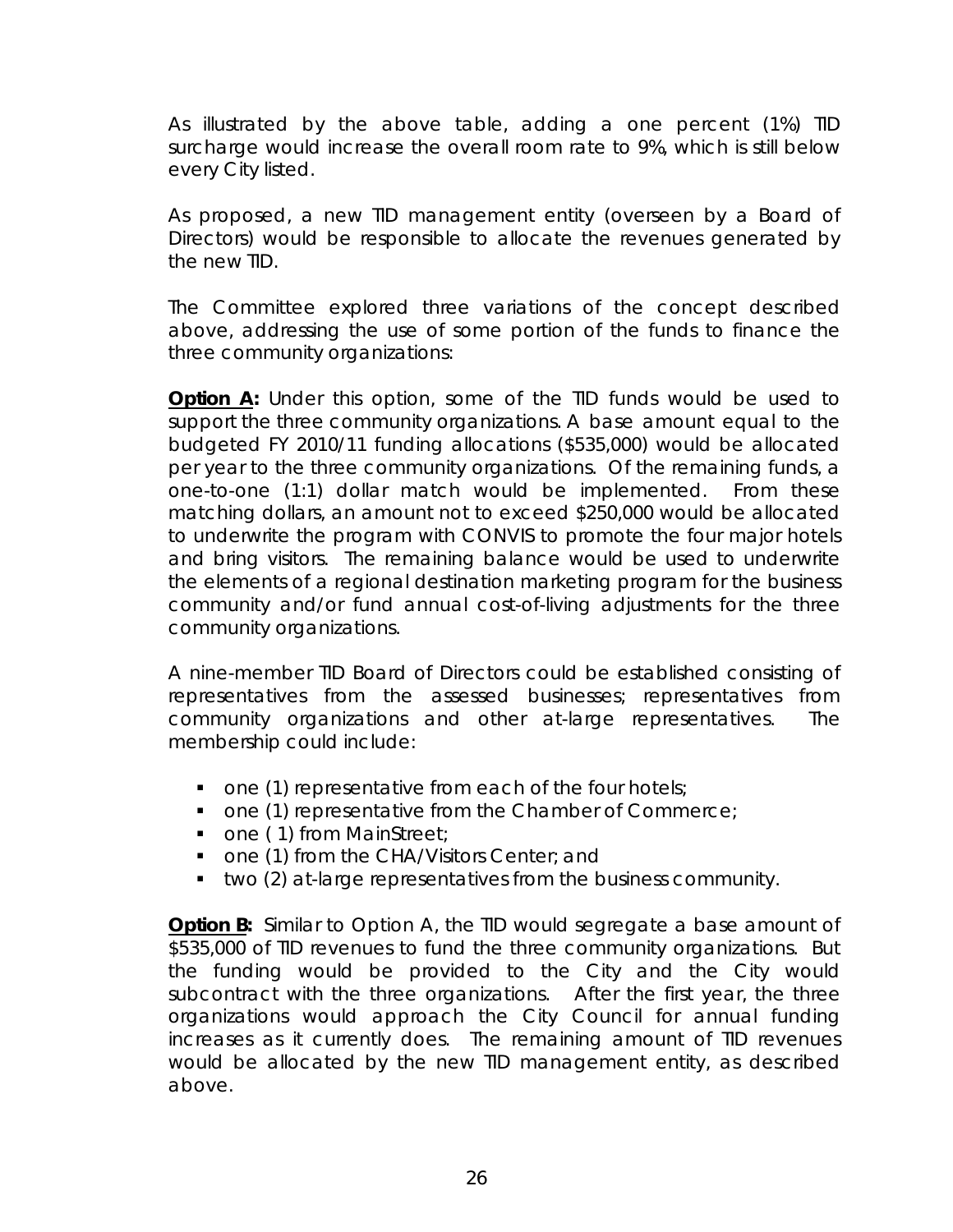As illustrated by the above table, adding a one percent (1%) TID surcharge would increase the overall room rate to 9%, which is still below every City listed.

As proposed, a new TID management entity (overseen by a Board of Directors) would be responsible to allocate the revenues generated by the new TID.

The Committee explored three variations of the concept described above, addressing the use of some portion of the funds to finance the three community organizations:

**Option A:** Under this option, some of the TID funds would be used to support the three community organizations. A base amount equal to the budgeted FY 2010/11 funding allocations ($535,000) would be allocated per year to the three community organizations. Of the remaining funds, a one-to-one (1:1) dollar match would be implemented. From these matching dollars, an amount not to exceed $250,000 would be allocated to underwrite the program with CONVIS to promote the four major hotels and bring visitors. The remaining balance would be used to underwrite the elements of a regional destination marketing program for the business community and/or fund annual cost-of-living adjustments for the three community organizations.

A nine-member TID Board of Directors could be established consisting of representatives from the assessed businesses; representatives from community organizations and other at-large representatives. The membership could include:

- one (1) representative from each of the four hotels;
- one (1) representative from the Chamber of Commerce;
- one ( 1) from MainStreet;
- one (1) from the CHA/Visitors Center; and
- two (2) at-large representatives from the business community.

**Option B:** Similar to Option A, the TID would segregate a base amount of $535,000 of TID revenues to fund the three community organizations. But the funding would be provided to the City and the City would subcontract with the three organizations. After the first year, the three organizations would approach the City Council for annual funding increases as it currently does. The remaining amount of TID revenues would be allocated by the new TID management entity, as described above.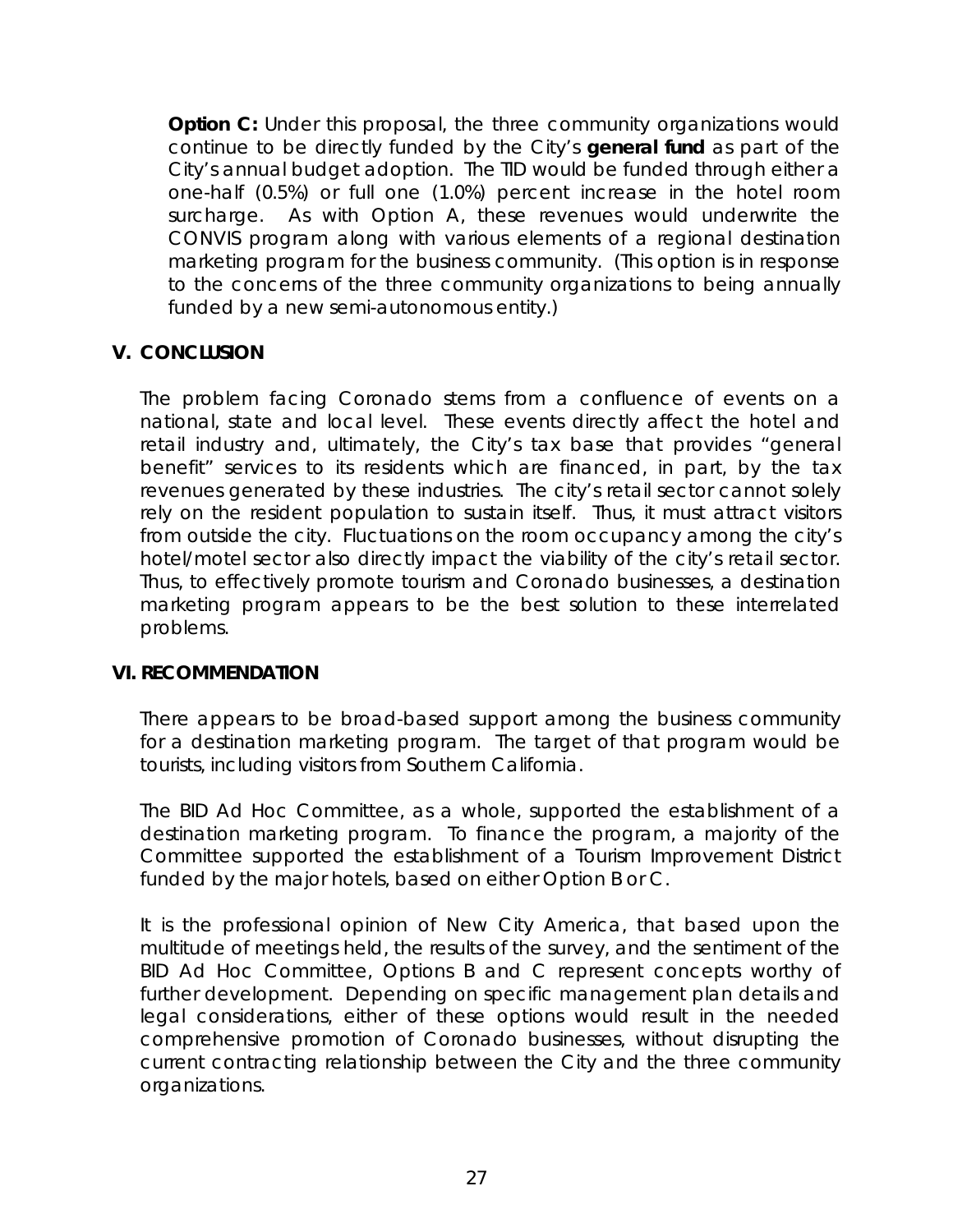**Option C:** Under this proposal, the three community organizations would continue to be directly funded by the City's **general fund** as part of the City's annual budget adoption. The TID would be funded through either a one-half (0.5%) or full one (1.0%) percent increase in the hotel room surcharge. As with Option A, these revenues would underwrite the CONVIS program along with various elements of a regional destination marketing program for the business community. (This option is in response to the concerns of the three community organizations to being annually funded by a new semi-autonomous entity.)

## V. CONCLUSION

The problem facing Coronado stems from a confluence of events on a national, state and local level. These events directly affect the hotel and retail industry and, ultimately, the City's tax base that provides "general benefit" services to its residents which are financed, in part, by the tax revenues generated by these industries. The city's retail sector cannot solely rely on the resident population to sustain itself. Thus, it must attract visitors from outside the city. Fluctuations on the room occupancy among the city's hotel/motel sector also directly impact the viability of the city's retail sector. Thus, to effectively promote tourism and Coronado businesses, a destination marketing program appears to be the best solution to these interrelated problems.

## VI. RECOMMENDATION

There appears to be broad-based support among the business community for a destination marketing program. The target of that program would be tourists, including visitors from Southern California.

The BID Ad Hoc Committee, as a whole, supported the establishment of a destination marketing program. To finance the program, a majority of the Committee supported the establishment of a Tourism Improvement District funded by the major hotels, based on either Option B or C.

It is the professional opinion of New City America, that based upon the multitude of meetings held, the results of the survey, and the sentiment of the BID Ad Hoc Committee, Options B and C represent concepts worthy of further development. Depending on specific management plan details and legal considerations, either of these options would result in the needed comprehensive promotion of Coronado businesses, without disrupting the current contracting relationship between the City and the three community organizations.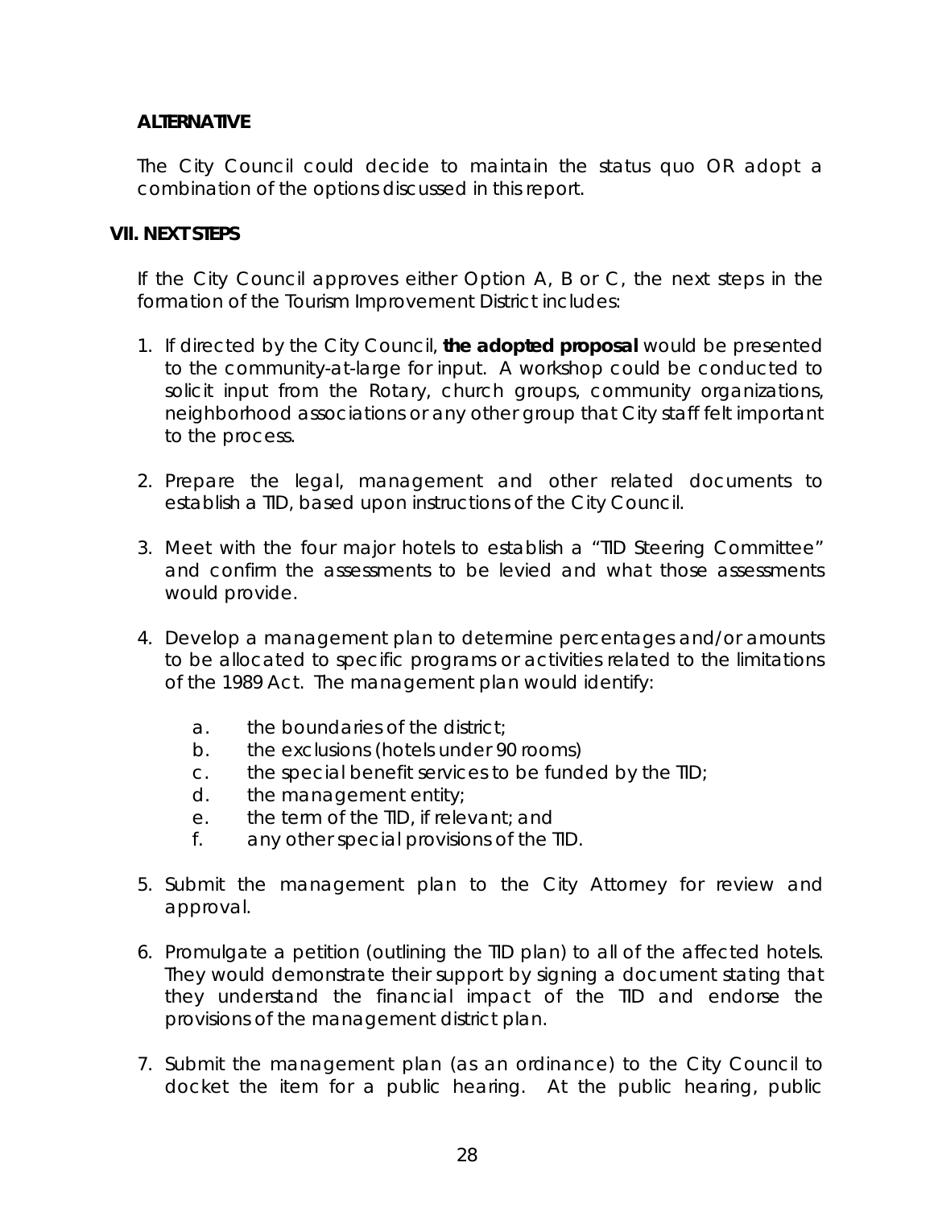**ALTERNATIVE**

The City Council could decide to maintain the status quo OR adopt a combination of the options discussed in this report.

## VII. NEXT STEPS

If the City Council approves either Option A, B or C, the next steps in the formation of the Tourism Improvement District includes:

1. If directed by the City Council, **the adopted proposal** would be presented to the community-at-large for input. A workshop could be conducted to solicit input from the Rotary, church groups, community organizations, neighborhood associations or any other group that City staff felt important to the process.

2. Prepare the legal, management and other related documents to establish a TID, based upon instructions of the City Council.

3. Meet with the four major hotels to establish a "TID Steering Committee" and confirm the assessments to be levied and what those assessments would provide.

4. Develop a management plan to determine percentages and/or amounts to be allocated to specific programs or activities related to the limitations of the 1989 Act. The management plan would identify:

    a. the boundaries of the district;
    b. the exclusions (hotels under 90 rooms)
    c. the special benefit services to be funded by the TID;
    d. the management entity;
    e. the term of the TID, if relevant; and
    f. any other special provisions of the TID.

5. Submit the management plan to the City Attorney for review and approval.

6. Promulgate a petition (outlining the TID plan) to all of the affected hotels. They would demonstrate their support by signing a document stating that they understand the financial impact of the TID and endorse the provisions of the management district plan.

7. Submit the management plan (as an ordinance) to the City Council to docket the item for a public hearing. At the public hearing, public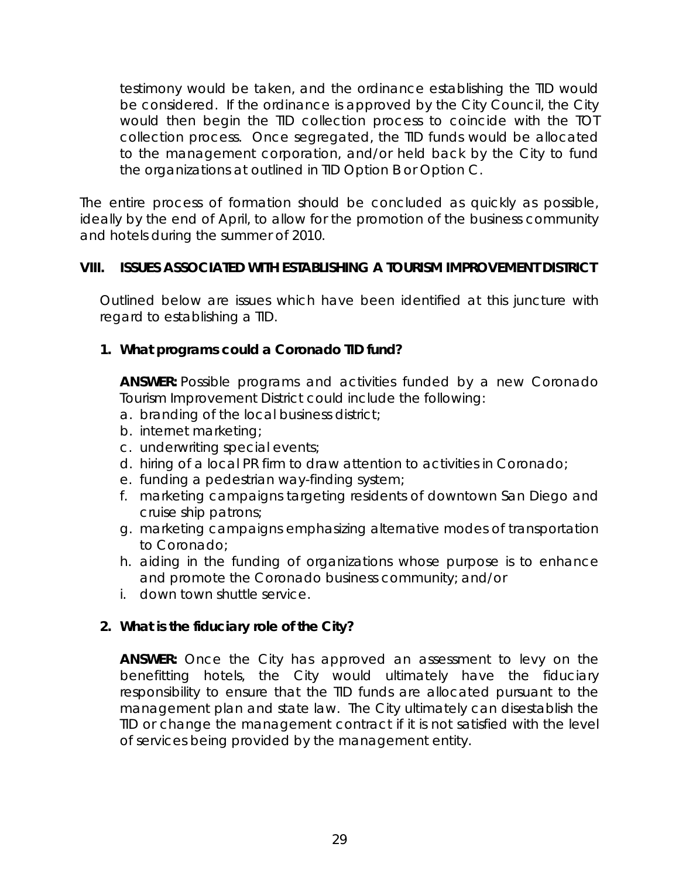testimony would be taken, and the ordinance establishing the TID would be considered. If the ordinance is approved by the City Council, the City would then begin the TID collection process to coincide with the TOT collection process. Once segregated, the TID funds would be allocated to the management corporation, and/or held back by the City to fund the organizations at outlined in TID Option B or Option C.

The entire process of formation should be concluded as quickly as possible, ideally by the end of April, to allow for the promotion of the business community and hotels during the summer of 2010.

## VIII. ISSUES ASSOCIATED WITH ESTABLISHING A TOURISM IMPROVEMENT DISTRICT

Outlined below are issues which have been identified at this juncture with regard to establishing a TID.

### 1. What programs could a Coronado TID fund?

**ANSWER:** Possible programs and activities funded by a new Coronado Tourism Improvement District could include the following:

a. branding of the local business district;
b. internet marketing;
c. underwriting special events;
d. hiring of a local PR firm to draw attention to activities in Coronado;
e. funding a pedestrian way-finding system;
f. marketing campaigns targeting residents of downtown San Diego and cruise ship patrons;
g. marketing campaigns emphasizing alternative modes of transportation to Coronado;
h. aiding in the funding of organizations whose purpose is to enhance and promote the Coronado business community; and/or
i. down town shuttle service.

### 2. What is the fiduciary role of the City?

**ANSWER:** Once the City has approved an assessment to levy on the benefitting hotels, the City would ultimately have the fiduciary responsibility to ensure that the TID funds are allocated pursuant to the management plan and state law. The City ultimately can disestablish the TID or change the management contract if it is not satisfied with the level of services being provided by the management entity.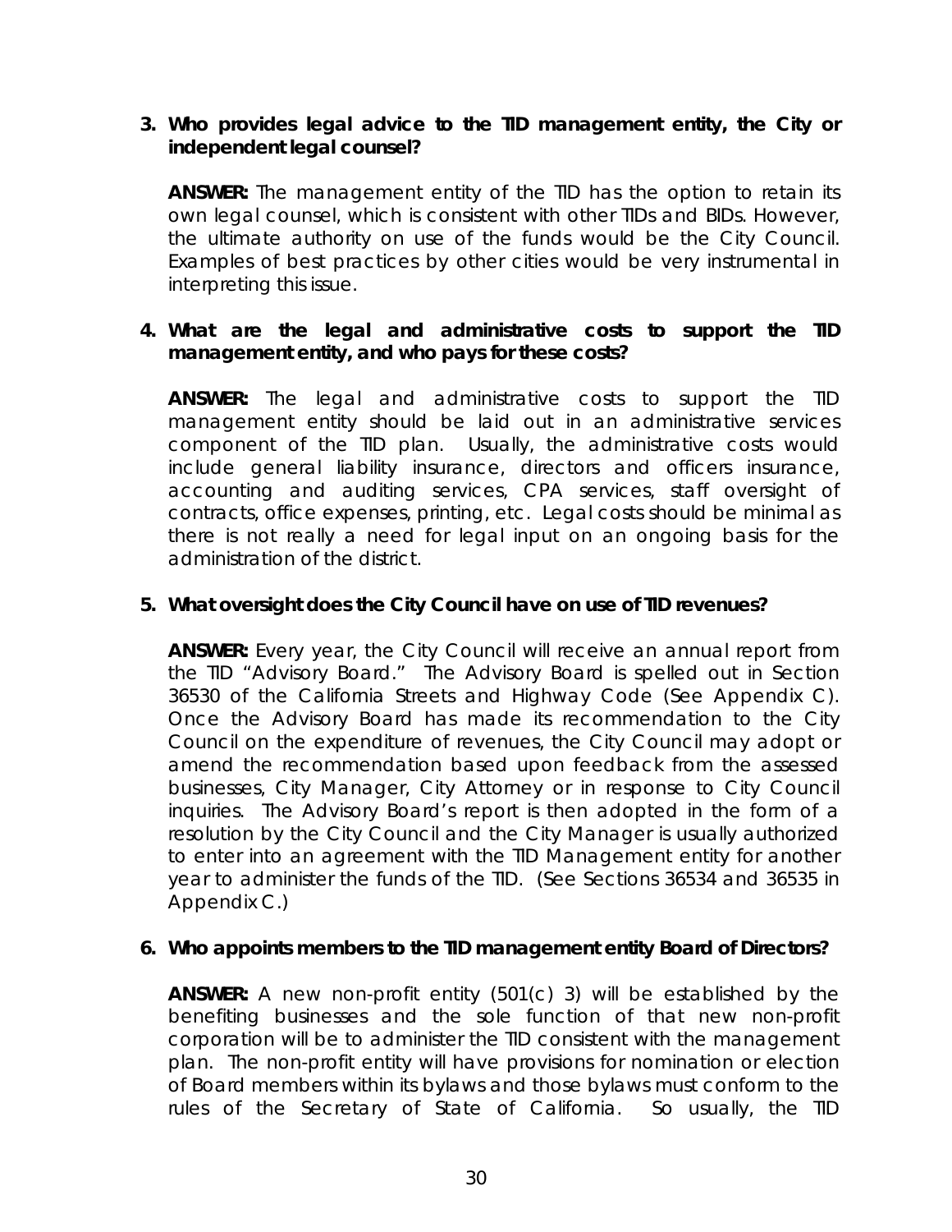3. **Who provides legal advice to the TID management entity, the City or independent legal counsel?**

   **ANSWER:** The management entity of the TID has the option to retain its own legal counsel, which is consistent with other TIDs and BIDs. However, the ultimate authority on use of the funds would be the City Council. Examples of best practices by other cities would be very instrumental in interpreting this issue.

4. **What are the legal and administrative costs to support the TID management entity, and who pays for these costs?**

   **ANSWER:** The legal and administrative costs to support the TID management entity should be laid out in an administrative services component of the TID plan. Usually, the administrative costs would include general liability insurance, directors and officers insurance, accounting and auditing services, CPA services, staff oversight of contracts, office expenses, printing, etc. Legal costs should be minimal as there is not really a need for legal input on an ongoing basis for the administration of the district.

5. **What oversight does the City Council have on use of TID revenues?**

   **ANSWER:** Every year, the City Council will receive an annual report from the TID "Advisory Board." The Advisory Board is spelled out in Section 36530 of the California Streets and Highway Code (See Appendix C). Once the Advisory Board has made its recommendation to the City Council on the expenditure of revenues, the City Council may adopt or amend the recommendation based upon feedback from the assessed businesses, City Manager, City Attorney or in response to City Council inquiries. The Advisory Board's report is then adopted in the form of a resolution by the City Council and the City Manager is usually authorized to enter into an agreement with the TID Management entity for another year to administer the funds of the TID. (See Sections 36534 and 36535 in Appendix C.)

6. **Who appoints members to the TID management entity Board of Directors?**

   **ANSWER:** A new non-profit entity (501(c) 3) will be established by the benefiting businesses and the sole function of that new non-profit corporation will be to administer the TID consistent with the management plan. The non-profit entity will have provisions for nomination or election of Board members within its bylaws and those bylaws must conform to the rules of the Secretary of State of California. So usually, the TID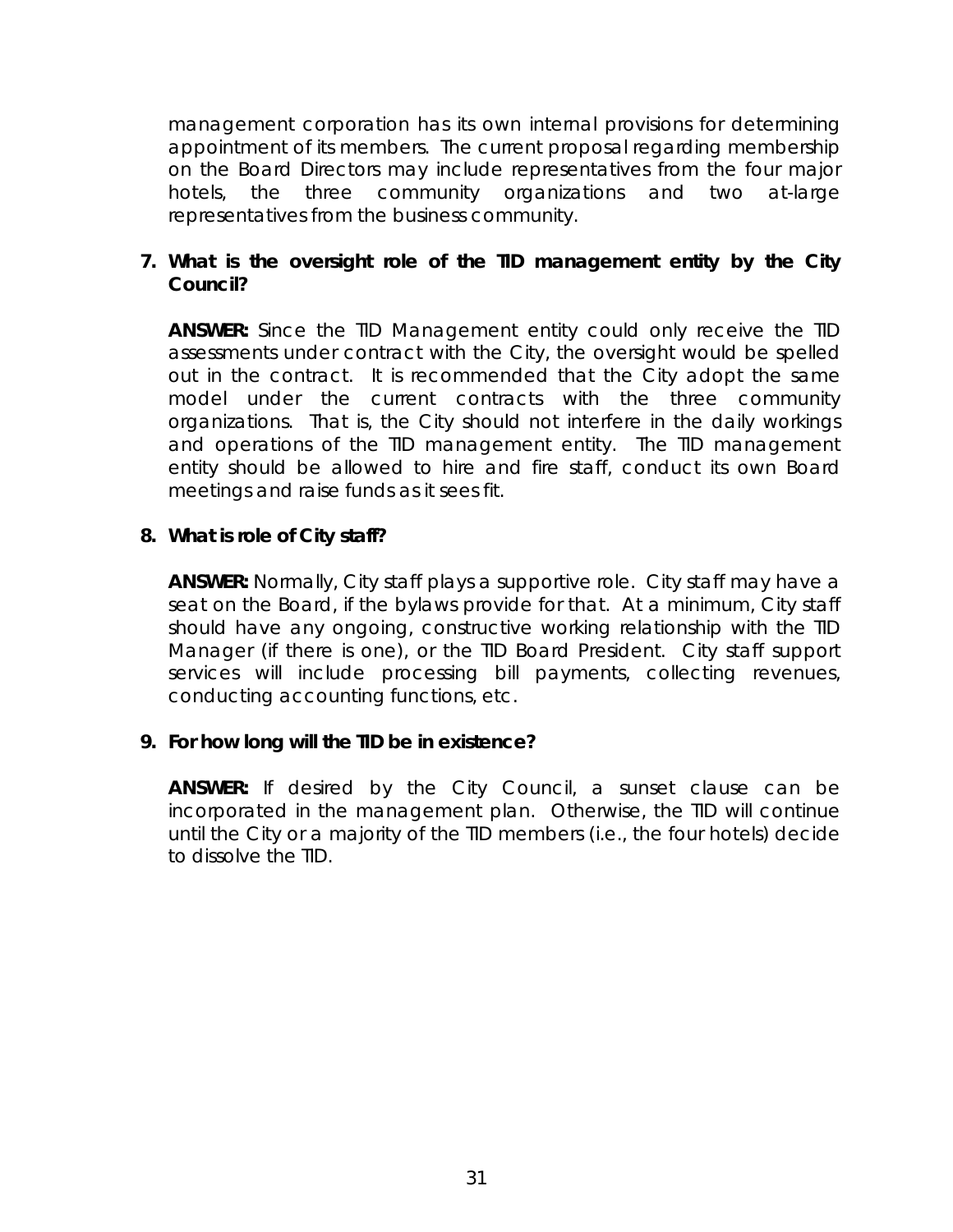management corporation has its own internal provisions for determining appointment of its members. The current proposal regarding membership on the Board Directors may include representatives from the four major hotels, the three community organizations and two at-large representatives from the business community.

7. **What is the oversight role of the TID management entity by the City Council?**

   **ANSWER:** Since the TID Management entity could only receive the TID assessments under contract with the City, the oversight would be spelled out in the contract. It is recommended that the City adopt the same model under the current contracts with the three community organizations. That is, the City should not interfere in the daily workings and operations of the TID management entity. The TID management entity should be allowed to hire and fire staff, conduct its own Board meetings and raise funds as it sees fit.

8. **What is role of City staff?**

   **ANSWER:** Normally, City staff plays a supportive role. City staff may have a seat on the Board, if the bylaws provide for that. At a minimum, City staff should have any ongoing, constructive working relationship with the TID Manager (if there is one), or the TID Board President. City staff support services will include processing bill payments, collecting revenues, conducting accounting functions, etc.

9. **For how long will the TID be in existence?**

   **ANSWER:** If desired by the City Council, a sunset clause can be incorporated in the management plan. Otherwise, the TID will continue until the City or a majority of the TID members (i.e., the four hotels) decide to dissolve the TID.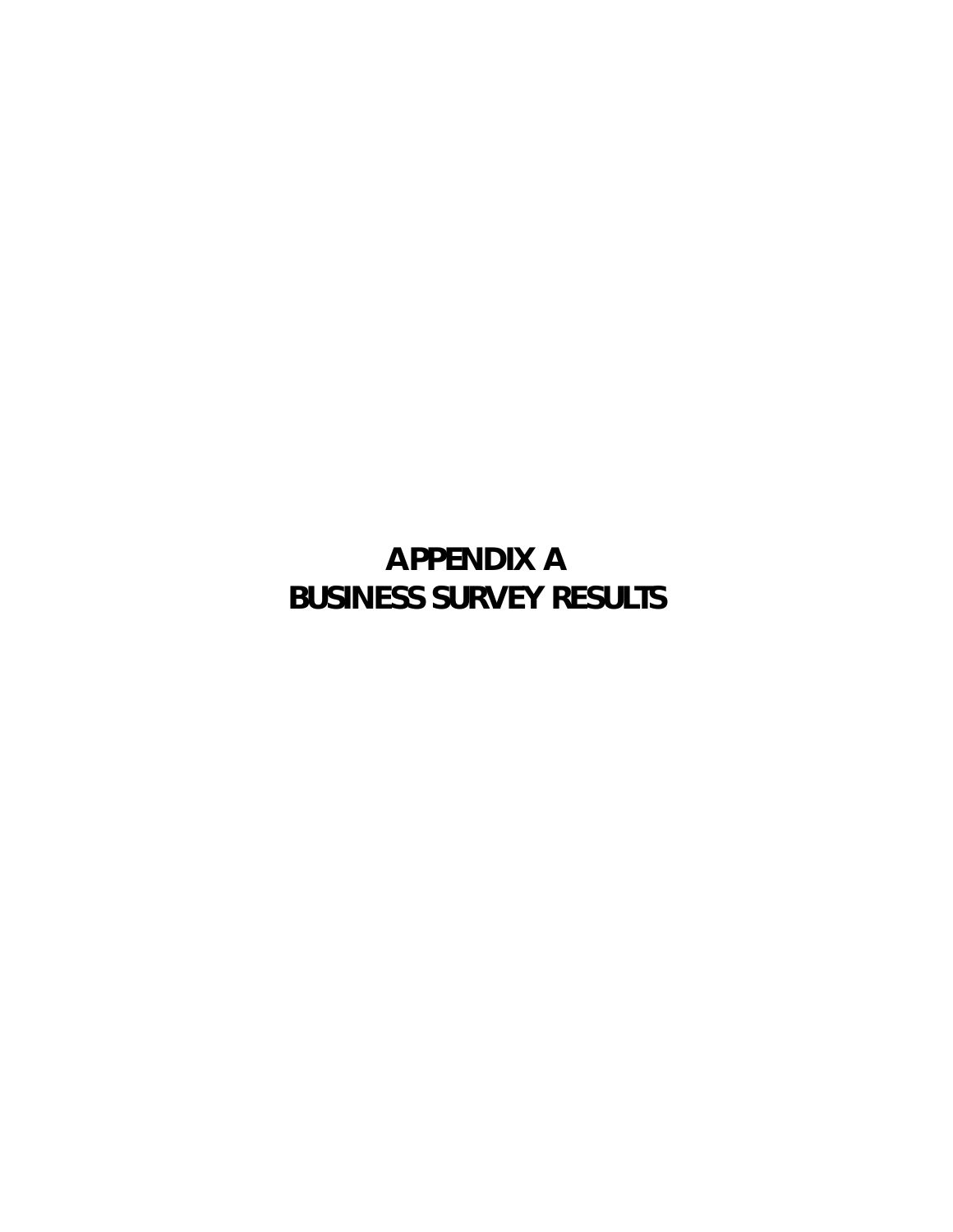# APPENDIX A
# BUSINESS SURVEY RESULTS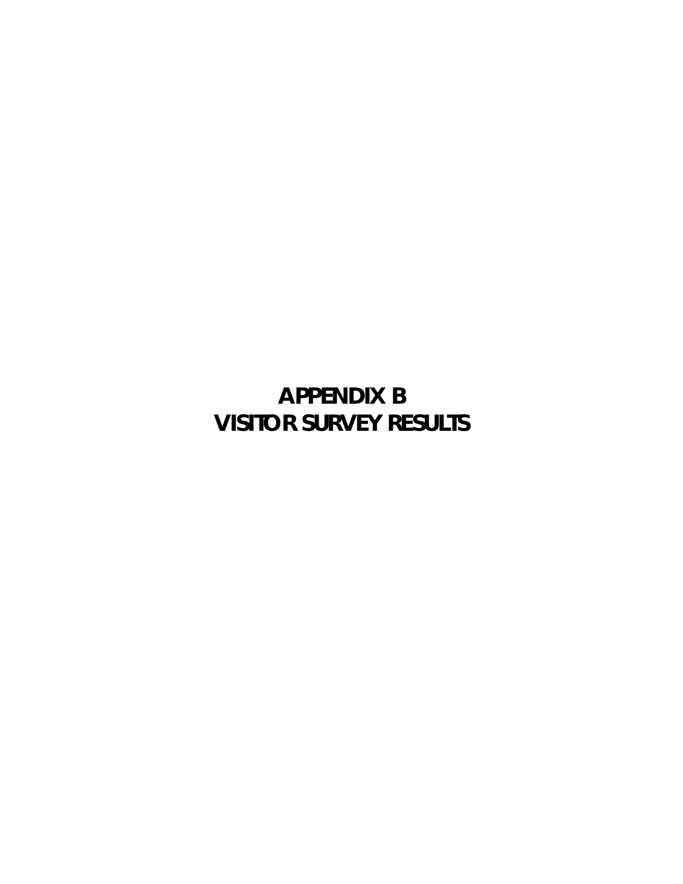# APPENDIX B
# VISITOR SURVEY RESULTS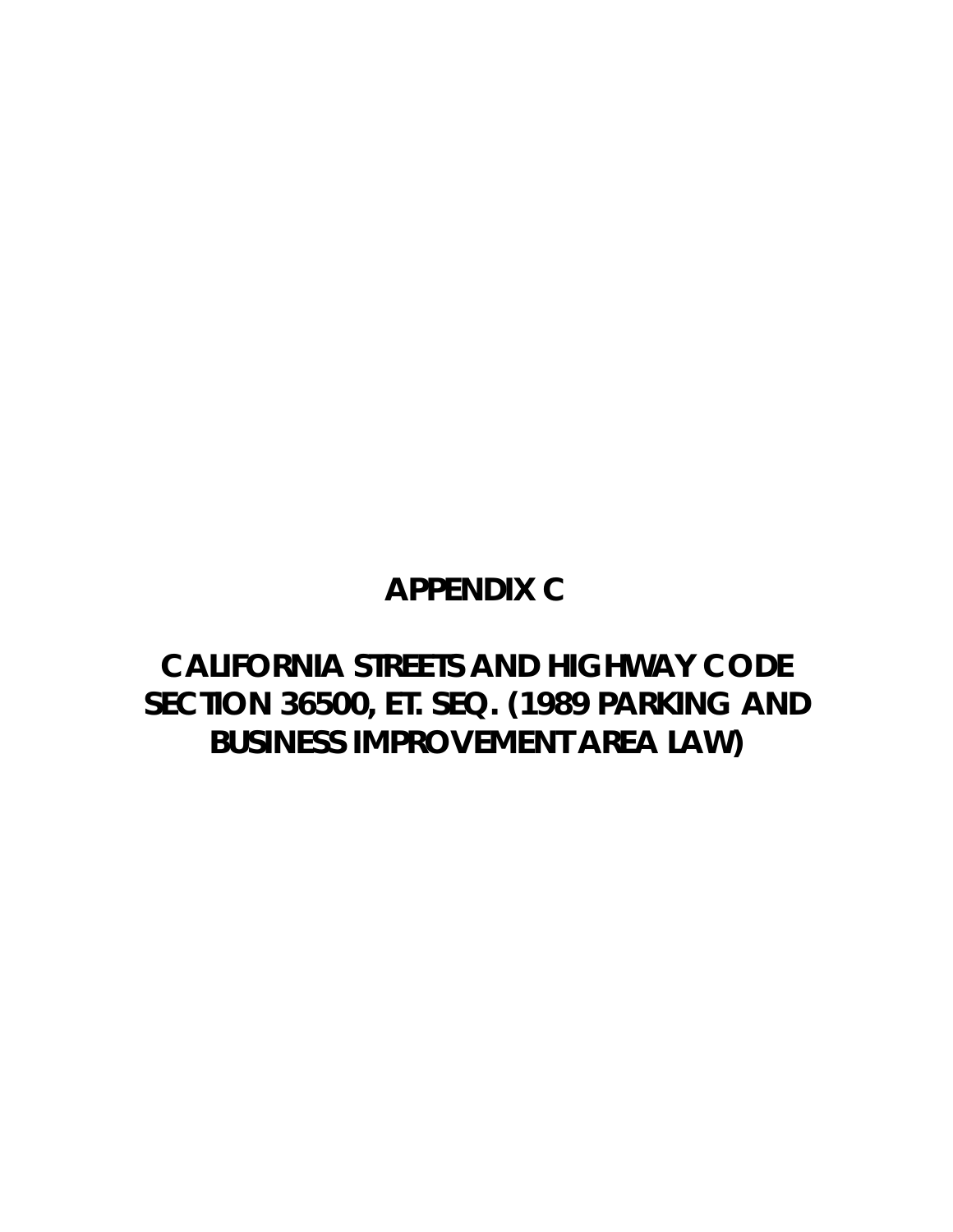# APPENDIX C

# CALIFORNIA STREETS AND HIGHWAY CODE SECTION 36500, ET. SEQ. (1989 PARKING AND BUSINESS IMPROVEMENT AREA LAW)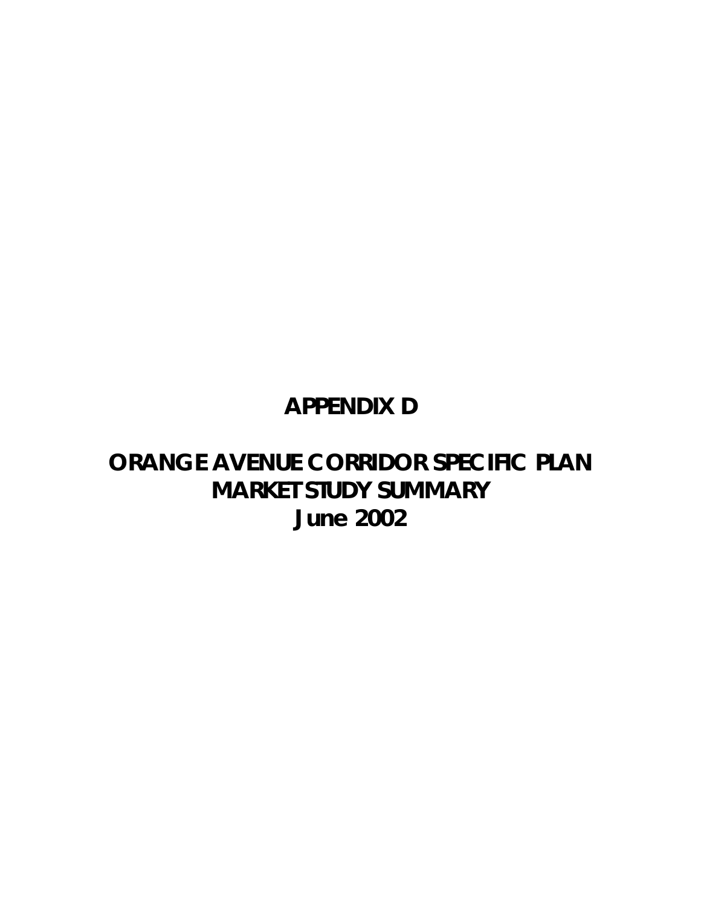# APPENDIX D

# ORANGE AVENUE CORRIDOR SPECIFIC PLAN
# MARKET STUDY SUMMARY
# June 2002